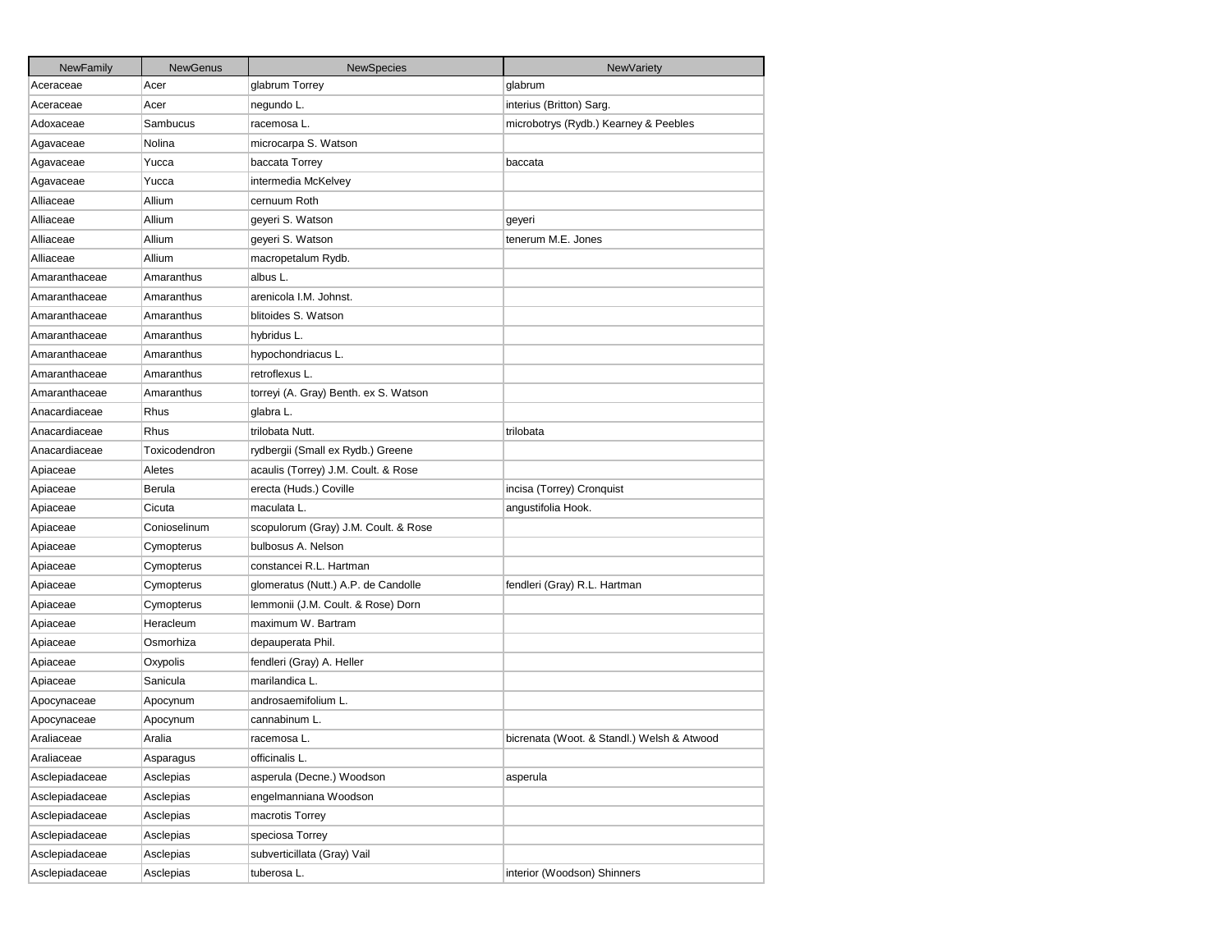| NewFamily | NewGenus | NewSpecies | NewVariety |
|---|---|---|---|
| Aceraceae | Acer | glabrum Torrey | glabrum |
| Aceraceae | Acer | negundo L. | interius (Britton) Sarg. |
| Adoxaceae | Sambucus | racemosa L. | microbotrys (Rydb.) Kearney & Peebles |
| Agavaceae | Nolina | microcarpa S. Watson | |
| Agavaceae | Yucca | baccata Torrey | baccata |
| Agavaceae | Yucca | intermedia McKelvey | |
| Alliaceae | Allium | cernuum Roth | |
| Alliaceae | Allium | geyeri S. Watson | geyeri |
| Alliaceae | Allium | geyeri S. Watson | tenerum M.E. Jones |
| Alliaceae | Allium | macropetalum Rydb. | |
| Amaranthaceae | Amaranthus | albus L. | |
| Amaranthaceae | Amaranthus | arenicola I.M. Johnst. | |
| Amaranthaceae | Amaranthus | blitoides S. Watson | |
| Amaranthaceae | Amaranthus | hybridus L. | |
| Amaranthaceae | Amaranthus | hypochondriacus L. | |
| Amaranthaceae | Amaranthus | retroflexus L. | |
| Amaranthaceae | Amaranthus | torreyi (A. Gray) Benth. ex S. Watson | |
| Anacardiaceae | Rhus | glabra L. | |
| Anacardiaceae | Rhus | trilobata Nutt. | trilobata |
| Anacardiaceae | Toxicodendron | rydbergii (Small ex Rydb.) Greene | |
| Apiaceae | Aletes | acaulis (Torrey) J.M. Coult. & Rose | |
| Apiaceae | Berula | erecta (Huds.) Coville | incisa (Torrey) Cronquist |
| Apiaceae | Cicuta | maculata L. | angustifolia Hook. |
| Apiaceae | Conioselinum | scopulorum (Gray) J.M. Coult. & Rose | |
| Apiaceae | Cymopterus | bulbosus A. Nelson | |
| Apiaceae | Cymopterus | constancei R.L. Hartman | |
| Apiaceae | Cymopterus | glomeratus (Nutt.) A.P. de Candolle | fendleri (Gray) R.L. Hartman |
| Apiaceae | Cymopterus | lemmonii (J.M. Coult. & Rose) Dorn | |
| Apiaceae | Heracleum | maximum W. Bartram | |
| Apiaceae | Osmorhiza | depauperata Phil. | |
| Apiaceae | Oxypolis | fendleri (Gray) A. Heller | |
| Apiaceae | Sanicula | marilandica L. | |
| Apocynaceae | Apocynum | androsaemifolium L. | |
| Apocynaceae | Apocynum | cannabinum L. | |
| Araliaceae | Aralia | racemosa L. | bicrenata (Woot. & Standl.) Welsh & Atwood |
| Araliaceae | Asparagus | officinalis L. | |
| Asclepiadaceae | Asclepias | asperula (Decne.) Woodson | asperula |
| Asclepiadaceae | Asclepias | engelmanniana Woodson | |
| Asclepiadaceae | Asclepias | macrotis Torrey | |
| Asclepiadaceae | Asclepias | speciosa Torrey | |
| Asclepiadaceae | Asclepias | subverticillata (Gray) Vail | |
| Asclepiadaceae | Asclepias | tuberosa L. | interior (Woodson) Shinners |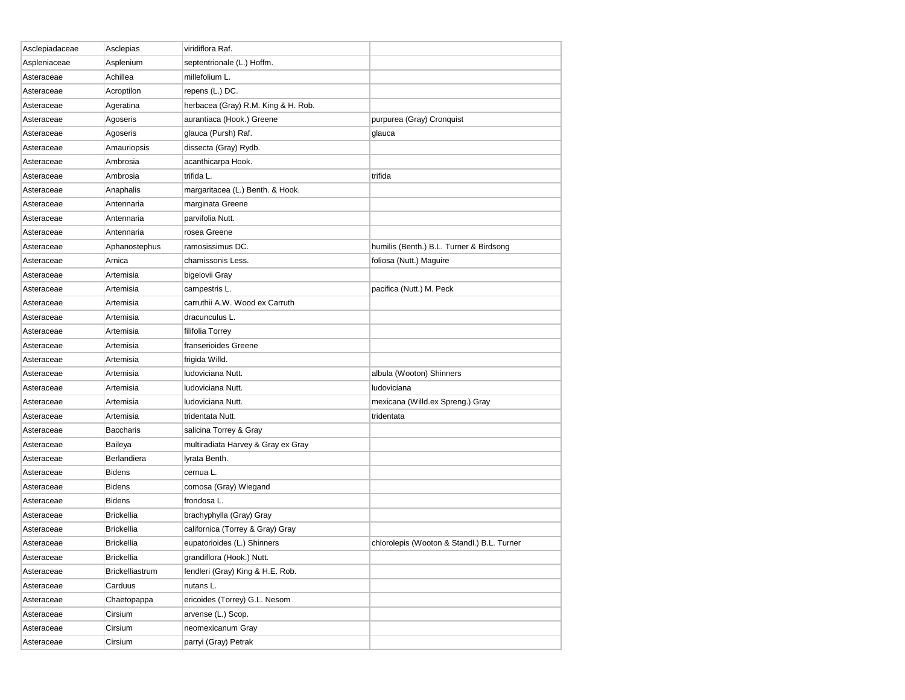| | | | |
|---|---|---|---|
| Asclepiadaceae | Asclepias | viridiflora Raf. | |
| Aspleniaceae | Asplenium | septentrionale (L.) Hoffm. | |
| Asteraceae | Achillea | millefolium L. | |
| Asteraceae | Acroptilon | repens (L.) DC. | |
| Asteraceae | Ageratina | herbacea (Gray) R.M. King & H. Rob. | |
| Asteraceae | Agoseris | aurantiaca (Hook.) Greene | purpurea (Gray) Cronquist |
| Asteraceae | Agoseris | glauca (Pursh) Raf. | glauca |
| Asteraceae | Amauriopsis | dissecta (Gray) Rydb. | |
| Asteraceae | Ambrosia | acanthicarpa Hook. | |
| Asteraceae | Ambrosia | trifida L. | trifida |
| Asteraceae | Anaphalis | margaritacea (L.) Benth. & Hook. | |
| Asteraceae | Antennaria | marginata Greene | |
| Asteraceae | Antennaria | parvifolia Nutt. | |
| Asteraceae | Antennaria | rosea Greene | |
| Asteraceae | Aphanostephus | ramosissimus DC. | humilis (Benth.) B.L. Turner & Birdsong |
| Asteraceae | Arnica | chamissonis Less. | foliosa (Nutt.) Maguire |
| Asteraceae | Artemisia | bigelovii Gray | |
| Asteraceae | Artemisia | campestris L. | pacifica (Nutt.) M. Peck |
| Asteraceae | Artemisia | carruthii A.W. Wood ex Carruth | |
| Asteraceae | Artemisia | dracunculus L. | |
| Asteraceae | Artemisia | filifolia Torrey | |
| Asteraceae | Artemisia | franserioides Greene | |
| Asteraceae | Artemisia | frigida Willd. | |
| Asteraceae | Artemisia | ludoviciana Nutt. | albula (Wooton) Shinners |
| Asteraceae | Artemisia | ludoviciana Nutt. | ludoviciana |
| Asteraceae | Artemisia | ludoviciana Nutt. | mexicana (Willd.ex Spreng.) Gray |
| Asteraceae | Artemisia | tridentata Nutt. | tridentata |
| Asteraceae | Baccharis | salicina Torrey & Gray | |
| Asteraceae | Baileya | multiradiata Harvey & Gray ex Gray | |
| Asteraceae | Berlandiera | lyrata Benth. | |
| Asteraceae | Bidens | cernua L. | |
| Asteraceae | Bidens | comosa (Gray) Wiegand | |
| Asteraceae | Bidens | frondosa L. | |
| Asteraceae | Brickellia | brachyphylla (Gray) Gray | |
| Asteraceae | Brickellia | californica (Torrey & Gray) Gray | |
| Asteraceae | Brickellia | eupatorioides (L.) Shinners | chlorolepis (Wooton & Standl.) B.L. Turner |
| Asteraceae | Brickellia | grandiflora (Hook.) Nutt. | |
| Asteraceae | Brickelliastrum | fendleri (Gray) King & H.E. Rob. | |
| Asteraceae | Carduus | nutans L. | |
| Asteraceae | Chaetopappa | ericoides (Torrey) G.L. Nesom | |
| Asteraceae | Cirsium | arvense (L.) Scop. | |
| Asteraceae | Cirsium | neomexicanum Gray | |
| Asteraceae | Cirsium | parryi (Gray) Petrak | |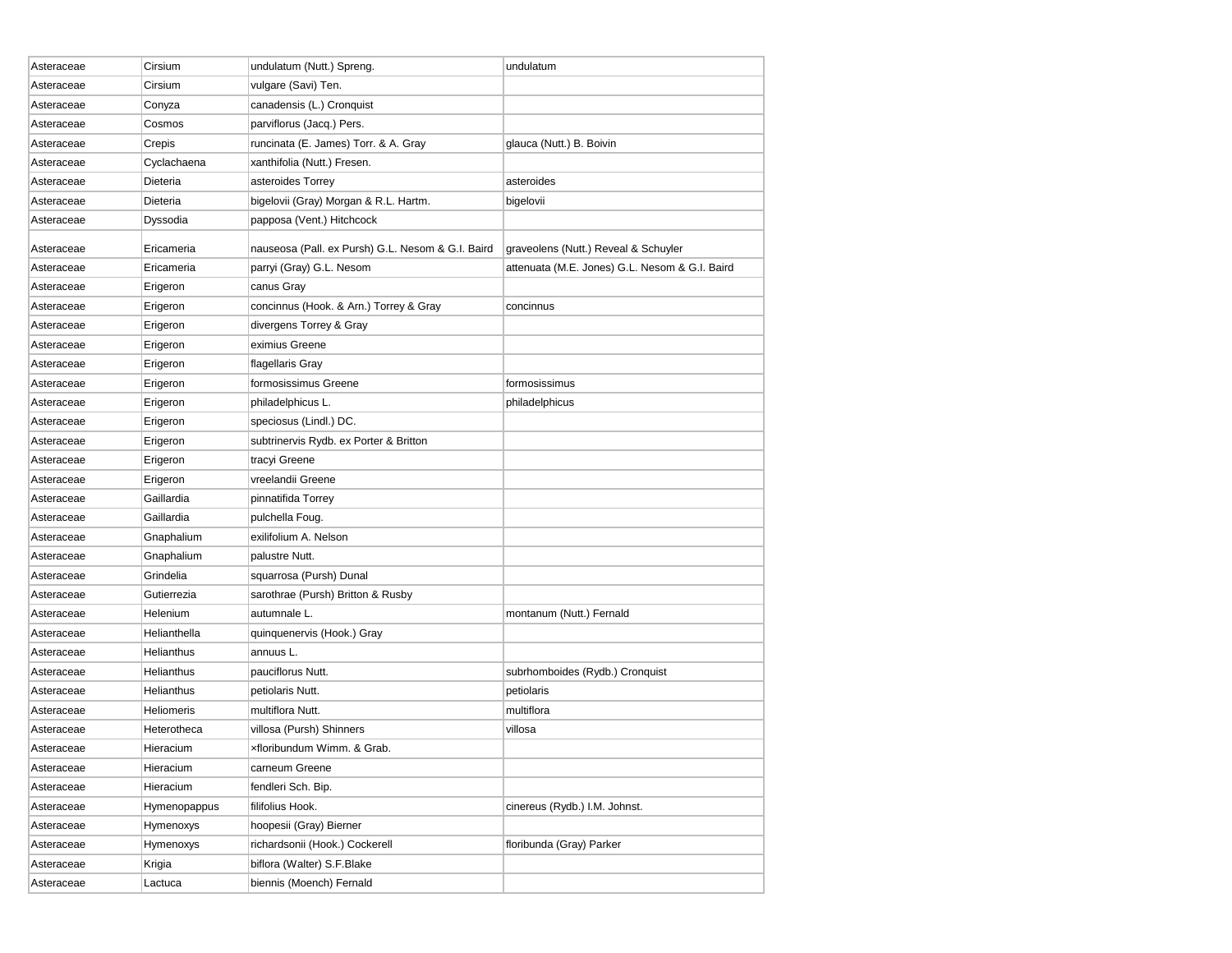| | | | |
|---|---|---|---|
| Asteraceae | Cirsium | undulatum (Nutt.) Spreng. | undulatum |
| Asteraceae | Cirsium | vulgare (Savi) Ten. | |
| Asteraceae | Conyza | canadensis (L.) Cronquist | |
| Asteraceae | Cosmos | parviflorus (Jacq.) Pers. | |
| Asteraceae | Crepis | runcinata (E. James) Torr. & A. Gray | glauca (Nutt.) B. Boivin |
| Asteraceae | Cyclachaena | xanthifolia (Nutt.) Fresen. | |
| Asteraceae | Dieteria | asteroides Torrey | asteroides |
| Asteraceae | Dieteria | bigelovii (Gray) Morgan & R.L. Hartm. | bigelovii |
| Asteraceae | Dyssodia | papposa (Vent.) Hitchcock | |
| Asteraceae | Ericameria | nauseosa (Pall. ex Pursh) G.L. Nesom & G.I. Baird | graveolens (Nutt.) Reveal & Schuyler |
| Asteraceae | Ericameria | parryi (Gray) G.L. Nesom | attenuata (M.E. Jones) G.L. Nesom & G.I. Baird |
| Asteraceae | Erigeron | canus Gray | |
| Asteraceae | Erigeron | concinnus (Hook. & Arn.) Torrey & Gray | concinnus |
| Asteraceae | Erigeron | divergens Torrey & Gray | |
| Asteraceae | Erigeron | eximius Greene | |
| Asteraceae | Erigeron | flagellaris Gray | |
| Asteraceae | Erigeron | formosissimus Greene | formosissimus |
| Asteraceae | Erigeron | philadelphicus L. | philadelphicus |
| Asteraceae | Erigeron | speciosus (Lindl.) DC. | |
| Asteraceae | Erigeron | subtrinervis Rydb. ex Porter & Britton | |
| Asteraceae | Erigeron | tracyi Greene | |
| Asteraceae | Erigeron | vreelandii Greene | |
| Asteraceae | Gaillardia | pinnatifida Torrey | |
| Asteraceae | Gaillardia | pulchella Foug. | |
| Asteraceae | Gnaphalium | exilifolium A. Nelson | |
| Asteraceae | Gnaphalium | palustre Nutt. | |
| Asteraceae | Grindelia | squarrosa (Pursh) Dunal | |
| Asteraceae | Gutierrezia | sarothrae (Pursh) Britton & Rusby | |
| Asteraceae | Helenium | autumnale L. | montanum (Nutt.) Fernald |
| Asteraceae | Helianthella | quinquenervis (Hook.) Gray | |
| Asteraceae | Helianthus | annuus L. | |
| Asteraceae | Helianthus | pauciflorus Nutt. | subrhomboides (Rydb.) Cronquist |
| Asteraceae | Helianthus | petiolaris Nutt. | petiolaris |
| Asteraceae | Heliomeris | multiflora Nutt. | multiflora |
| Asteraceae | Heterotheca | villosa (Pursh) Shinners | villosa |
| Asteraceae | Hieracium | ×floribundum Wimm. & Grab. | |
| Asteraceae | Hieracium | carneum Greene | |
| Asteraceae | Hieracium | fendleri Sch. Bip. | |
| Asteraceae | Hymenopappus | filifolius Hook. | cinereus (Rydb.) I.M. Johnst. |
| Asteraceae | Hymenoxys | hoopesii (Gray) Bierner | |
| Asteraceae | Hymenoxys | richardsonii (Hook.) Cockerell | floribunda (Gray) Parker |
| Asteraceae | Krigia | biflora (Walter) S.F.Blake | |
| Asteraceae | Lactuca | biennis (Moench) Fernald | |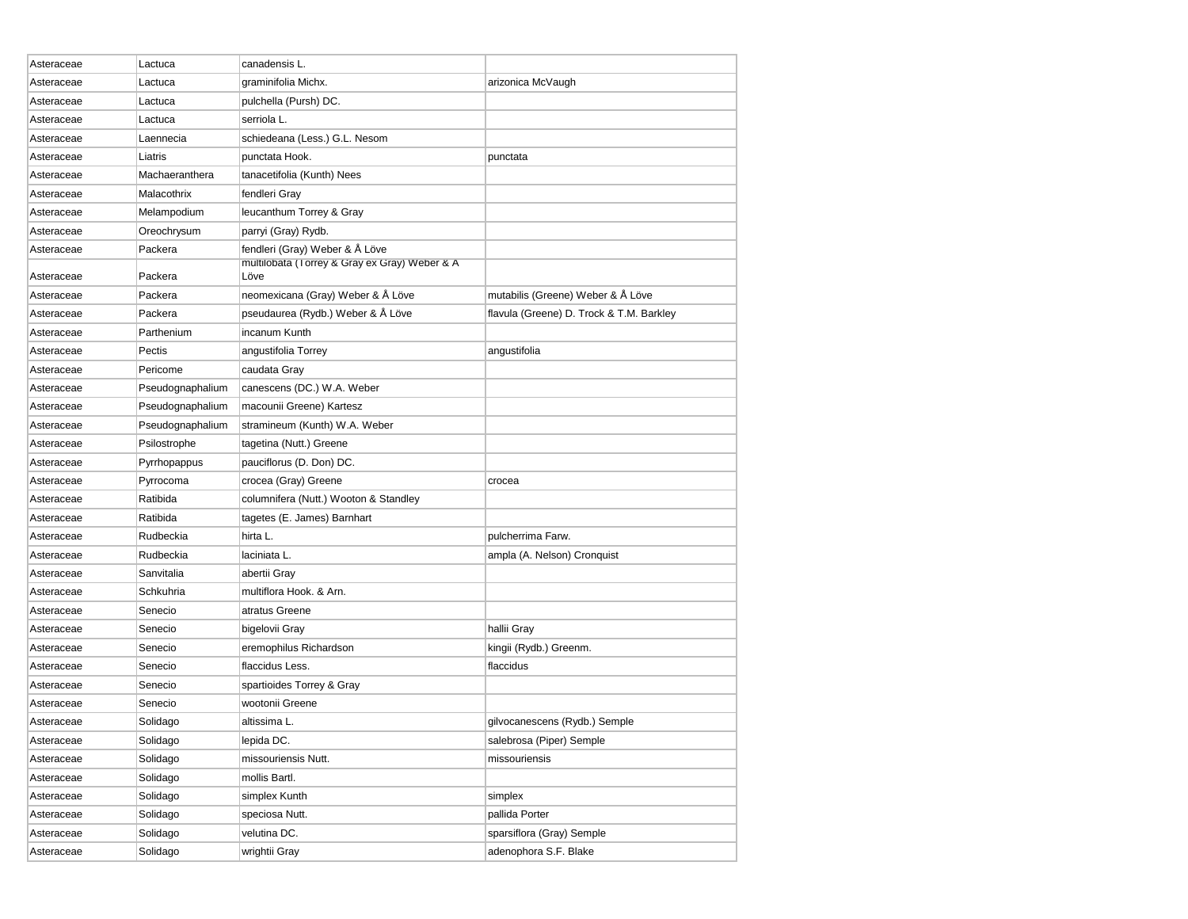| | | | |
|---|---|---|---|
| Asteraceae | Lactuca | canadensis L. | |
| Asteraceae | Lactuca | graminifolia Michx. | arizonica McVaugh |
| Asteraceae | Lactuca | pulchella (Pursh) DC. | |
| Asteraceae | Lactuca | serriola L. | |
| Asteraceae | Laennecia | schiedeana (Less.) G.L. Nesom | |
| Asteraceae | Liatris | punctata Hook. | punctata |
| Asteraceae | Machaeranthera | tanacetifolia (Kunth) Nees | |
| Asteraceae | Malacothrix | fendleri Gray | |
| Asteraceae | Melampodium | leucanthum Torrey & Gray | |
| Asteraceae | Oreochrysum | parryi (Gray) Rydb. | |
| Asteraceae | Packera | fendleri (Gray) Weber & Å Löve | |
| Asteraceae | Packera | multilobata (Torrey & Gray ex Gray) Weber & Å Löve | |
| Asteraceae | Packera | neomexicana (Gray) Weber & Å Löve | mutabilis (Greene) Weber & Å Löve |
| Asteraceae | Packera | pseudaurea (Rydb.) Weber & Å Löve | flavula (Greene) D. Trock & T.M. Barkley |
| Asteraceae | Parthenium | incanum Kunth | |
| Asteraceae | Pectis | angustifolia Torrey | angustifolia |
| Asteraceae | Pericome | caudata Gray | |
| Asteraceae | Pseudognaphalium | canescens (DC.) W.A. Weber | |
| Asteraceae | Pseudognaphalium | macounii Greene) Kartesz | |
| Asteraceae | Pseudognaphalium | stramineum (Kunth) W.A. Weber | |
| Asteraceae | Psilostrophe | tagetina (Nutt.) Greene | |
| Asteraceae | Pyrrhopappus | pauciflorus (D. Don) DC. | |
| Asteraceae | Pyrrocoma | crocea (Gray) Greene | crocea |
| Asteraceae | Ratibida | columnifera (Nutt.) Wooton & Standley | |
| Asteraceae | Ratibida | tagetes (E. James) Barnhart | |
| Asteraceae | Rudbeckia | hirta L. | pulcherrima Farw. |
| Asteraceae | Rudbeckia | laciniata L. | ampla (A. Nelson) Cronquist |
| Asteraceae | Sanvitalia | abertii Gray | |
| Asteraceae | Schkuhria | multiflora Hook. & Arn. | |
| Asteraceae | Senecio | atratus Greene | |
| Asteraceae | Senecio | bigelovii Gray | hallii Gray |
| Asteraceae | Senecio | eremophilus Richardson | kingii (Rydb.) Greenm. |
| Asteraceae | Senecio | flaccidus Less. | flaccidus |
| Asteraceae | Senecio | spartioides Torrey & Gray | |
| Asteraceae | Senecio | wootonii Greene | |
| Asteraceae | Solidago | altissima L. | gilvocanescens (Rydb.) Semple |
| Asteraceae | Solidago | lepida DC. | salebrosa (Piper) Semple |
| Asteraceae | Solidago | missouriensis Nutt. | missouriensis |
| Asteraceae | Solidago | mollis Bartl. | |
| Asteraceae | Solidago | simplex Kunth | simplex |
| Asteraceae | Solidago | speciosa Nutt. | pallida Porter |
| Asteraceae | Solidago | velutina DC. | sparsiflora (Gray) Semple |
| Asteraceae | Solidago | wrightii Gray | adenophora S.F. Blake |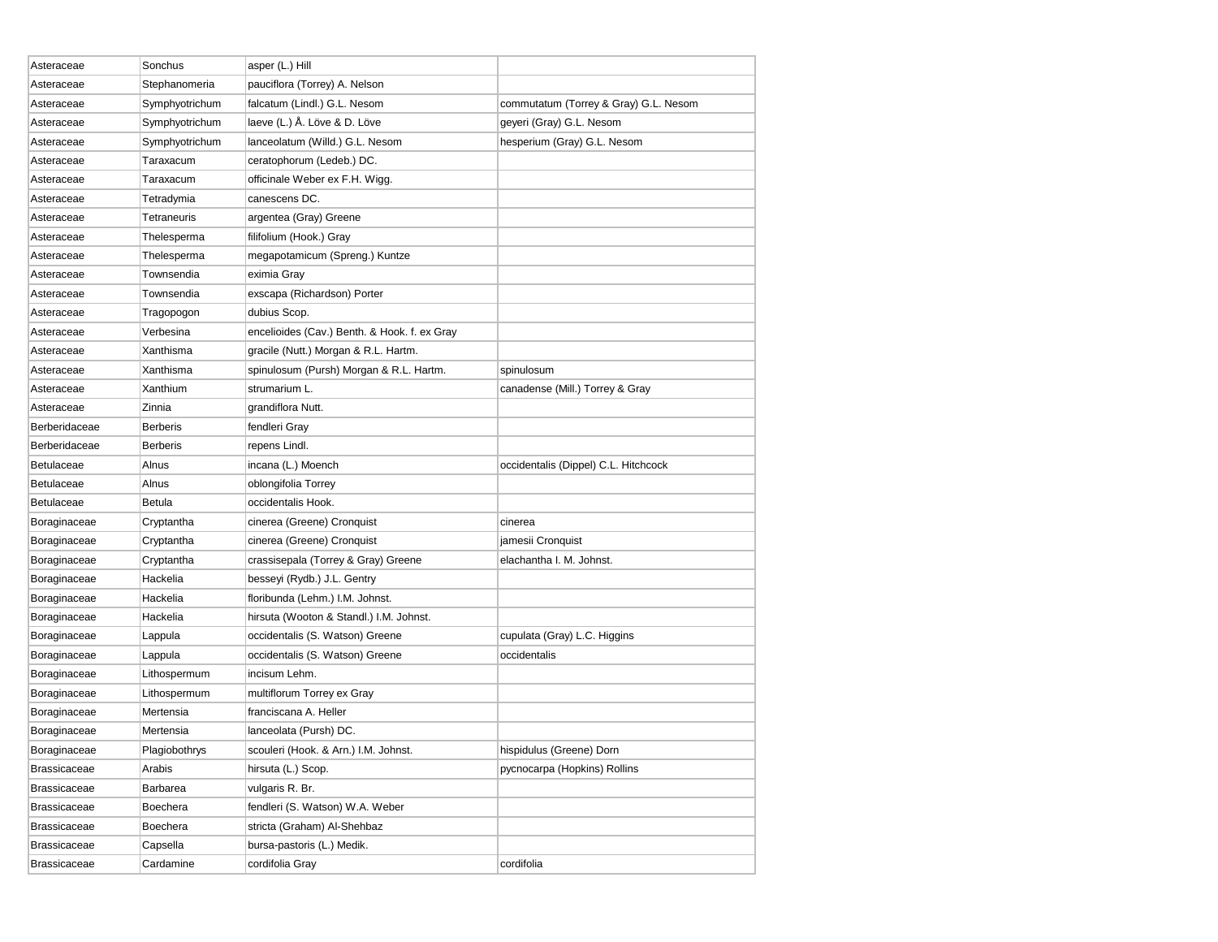| | | | |
|---|---|---|---|
| Asteraceae | Sonchus | asper (L.) Hill | |
| Asteraceae | Stephanomeria | pauciflora (Torrey) A. Nelson | |
| Asteraceae | Symphyotrichum | falcatum (Lindl.) G.L. Nesom | commutatum (Torrey & Gray) G.L. Nesom |
| Asteraceae | Symphyotrichum | laeve (L.) Å. Löve & D. Löve | geyeri (Gray) G.L. Nesom |
| Asteraceae | Symphyotrichum | lanceolatum (Willd.) G.L. Nesom | hesperium (Gray) G.L. Nesom |
| Asteraceae | Taraxacum | ceratophorum (Ledeb.) DC. | |
| Asteraceae | Taraxacum | officinale Weber ex F.H. Wigg. | |
| Asteraceae | Tetradymia | canescens DC. | |
| Asteraceae | Tetraneuris | argentea (Gray) Greene | |
| Asteraceae | Thelesperma | filifolium (Hook.) Gray | |
| Asteraceae | Thelesperma | megapotamicum (Spreng.) Kuntze | |
| Asteraceae | Townsendia | eximia Gray | |
| Asteraceae | Townsendia | exscapa (Richardson) Porter | |
| Asteraceae | Tragopogon | dubius Scop. | |
| Asteraceae | Verbesina | encelioides (Cav.) Benth. & Hook. f. ex Gray | |
| Asteraceae | Xanthisma | gracile (Nutt.) Morgan & R.L. Hartm. | |
| Asteraceae | Xanthisma | spinulosum (Pursh) Morgan & R.L. Hartm. | spinulosum |
| Asteraceae | Xanthium | strumarium L. | canadense (Mill.) Torrey & Gray |
| Asteraceae | Zinnia | grandiflora Nutt. | |
| Berberidaceae | Berberis | fendleri Gray | |
| Berberidaceae | Berberis | repens Lindl. | |
| Betulaceae | Alnus | incana (L.) Moench | occidentalis (Dippel) C.L. Hitchcock |
| Betulaceae | Alnus | oblongifolia Torrey | |
| Betulaceae | Betula | occidentalis Hook. | |
| Boraginaceae | Cryptantha | cinerea (Greene) Cronquist | cinerea |
| Boraginaceae | Cryptantha | cinerea (Greene) Cronquist | jamesii Cronquist |
| Boraginaceae | Cryptantha | crassisepala (Torrey & Gray) Greene | elachantha I. M. Johnst. |
| Boraginaceae | Hackelia | besseyi (Rydb.) J.L. Gentry | |
| Boraginaceae | Hackelia | floribunda (Lehm.) I.M. Johnst. | |
| Boraginaceae | Hackelia | hirsuta (Wooton & Standl.) I.M. Johnst. | |
| Boraginaceae | Lappula | occidentalis (S. Watson) Greene | cupulata (Gray) L.C. Higgins |
| Boraginaceae | Lappula | occidentalis (S. Watson) Greene | occidentalis |
| Boraginaceae | Lithospermum | incisum Lehm. | |
| Boraginaceae | Lithospermum | multiflorum Torrey ex Gray | |
| Boraginaceae | Mertensia | franciscana A. Heller | |
| Boraginaceae | Mertensia | lanceolata (Pursh) DC. | |
| Boraginaceae | Plagiobothrys | scouleri (Hook. & Arn.) I.M. Johnst. | hispidulus (Greene) Dorn |
| Brassicaceae | Arabis | hirsuta (L.) Scop. | pycnocarpa (Hopkins) Rollins |
| Brassicaceae | Barbarea | vulgaris R. Br. | |
| Brassicaceae | Boechera | fendleri (S. Watson) W.A. Weber | |
| Brassicaceae | Boechera | stricta (Graham) Al-Shehbaz | |
| Brassicaceae | Capsella | bursa-pastoris (L.) Medik. | |
| Brassicaceae | Cardamine | cordifolia Gray | cordifolia |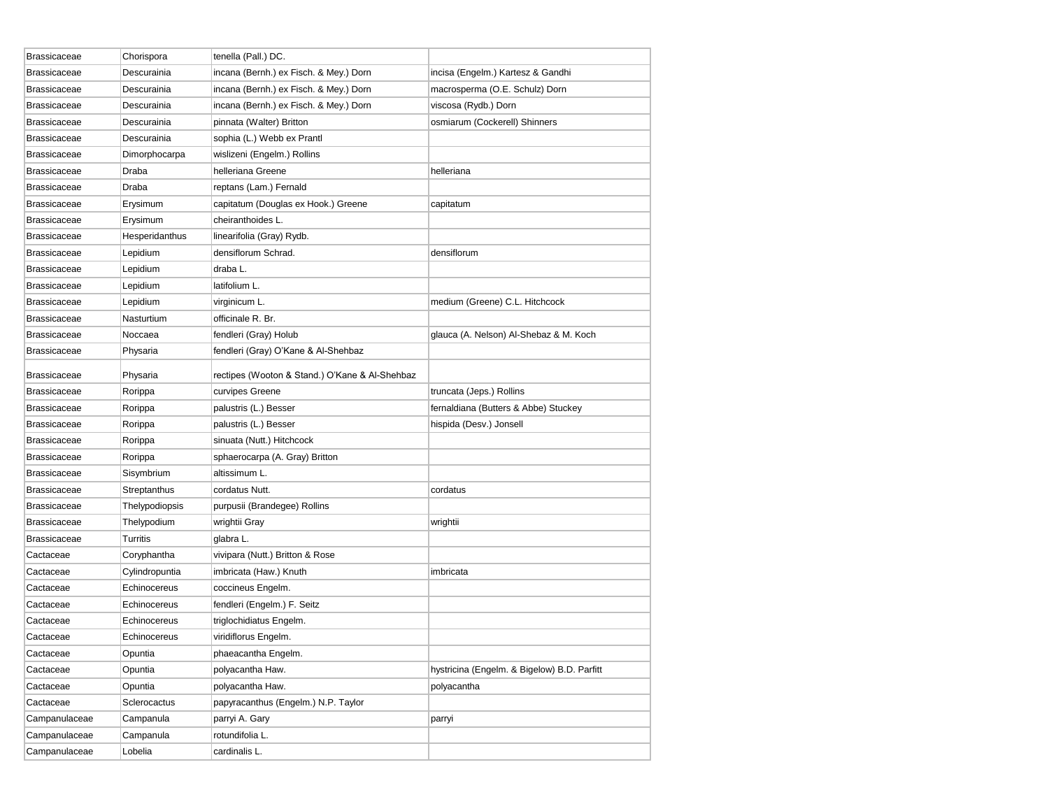| | | | |
|---|---|---|---|
| Brassicaceae | Chorispora | tenella (Pall.) DC. | |
| Brassicaceae | Descurainia | incana (Bernh.) ex Fisch. & Mey.) Dorn | incisa (Engelm.) Kartesz & Gandhi |
| Brassicaceae | Descurainia | incana (Bernh.) ex Fisch. & Mey.) Dorn | macrosperma (O.E. Schulz) Dorn |
| Brassicaceae | Descurainia | incana (Bernh.) ex Fisch. & Mey.) Dorn | viscosa (Rydb.) Dorn |
| Brassicaceae | Descurainia | pinnata (Walter) Britton | osmiarum (Cockerell) Shinners |
| Brassicaceae | Descurainia | sophia (L.) Webb ex Prantl | |
| Brassicaceae | Dimorphocarpa | wislizeni (Engelm.) Rollins | |
| Brassicaceae | Draba | helleriana Greene | helleriana |
| Brassicaceae | Draba | reptans (Lam.) Fernald | |
| Brassicaceae | Erysimum | capitatum (Douglas ex Hook.) Greene | capitatum |
| Brassicaceae | Erysimum | cheiranthoides L. | |
| Brassicaceae | Hesperidanthus | linearifolia (Gray) Rydb. | |
| Brassicaceae | Lepidium | densiflorum Schrad. | densiflorum |
| Brassicaceae | Lepidium | draba L. | |
| Brassicaceae | Lepidium | latifolium L. | |
| Brassicaceae | Lepidium | virginicum L. | medium (Greene) C.L. Hitchcock |
| Brassicaceae | Nasturtium | officinale R. Br. | |
| Brassicaceae | Noccaea | fendleri (Gray) Holub | glauca (A. Nelson) Al-Shebaz & M. Koch |
| Brassicaceae | Physaria | fendleri (Gray) O'Kane & Al-Shehbaz | |
| Brassicaceae | Physaria | rectipes (Wooton & Stand.) O'Kane & Al-Shehbaz | |
| Brassicaceae | Rorippa | curvipes Greene | truncata (Jeps.) Rollins |
| Brassicaceae | Rorippa | palustris (L.) Besser | fernaldiana (Butters & Abbe) Stuckey |
| Brassicaceae | Rorippa | palustris (L.) Besser | hispida (Desv.) Jonsell |
| Brassicaceae | Rorippa | sinuata (Nutt.) Hitchcock | |
| Brassicaceae | Rorippa | sphaerocarpa (A. Gray) Britton | |
| Brassicaceae | Sisymbrium | altissimum L. | |
| Brassicaceae | Streptanthus | cordatus Nutt. | cordatus |
| Brassicaceae | Thelypodiopsis | purpusii (Brandegee) Rollins | |
| Brassicaceae | Thelypodium | wrightii Gray | wrightii |
| Brassicaceae | Turritis | glabra L. | |
| Cactaceae | Coryphantha | vivipara (Nutt.) Britton & Rose | |
| Cactaceae | Cylindropuntia | imbricata (Haw.) Knuth | imbricata |
| Cactaceae | Echinocereus | coccineus Engelm. | |
| Cactaceae | Echinocereus | fendleri (Engelm.) F. Seitz | |
| Cactaceae | Echinocereus | triglochidiatus Engelm. | |
| Cactaceae | Echinocereus | viridiflorus Engelm. | |
| Cactaceae | Opuntia | phaeacantha Engelm. | |
| Cactaceae | Opuntia | polyacantha Haw. | hystricina (Engelm. & Bigelow) B.D. Parfitt |
| Cactaceae | Opuntia | polyacantha Haw. | polyacantha |
| Cactaceae | Sclerocactus | papyracanthus (Engelm.) N.P. Taylor | |
| Campanulaceae | Campanula | parryi A. Gary | parryi |
| Campanulaceae | Campanula | rotundifolia L. | |
| Campanulaceae | Lobelia | cardinalis L. | |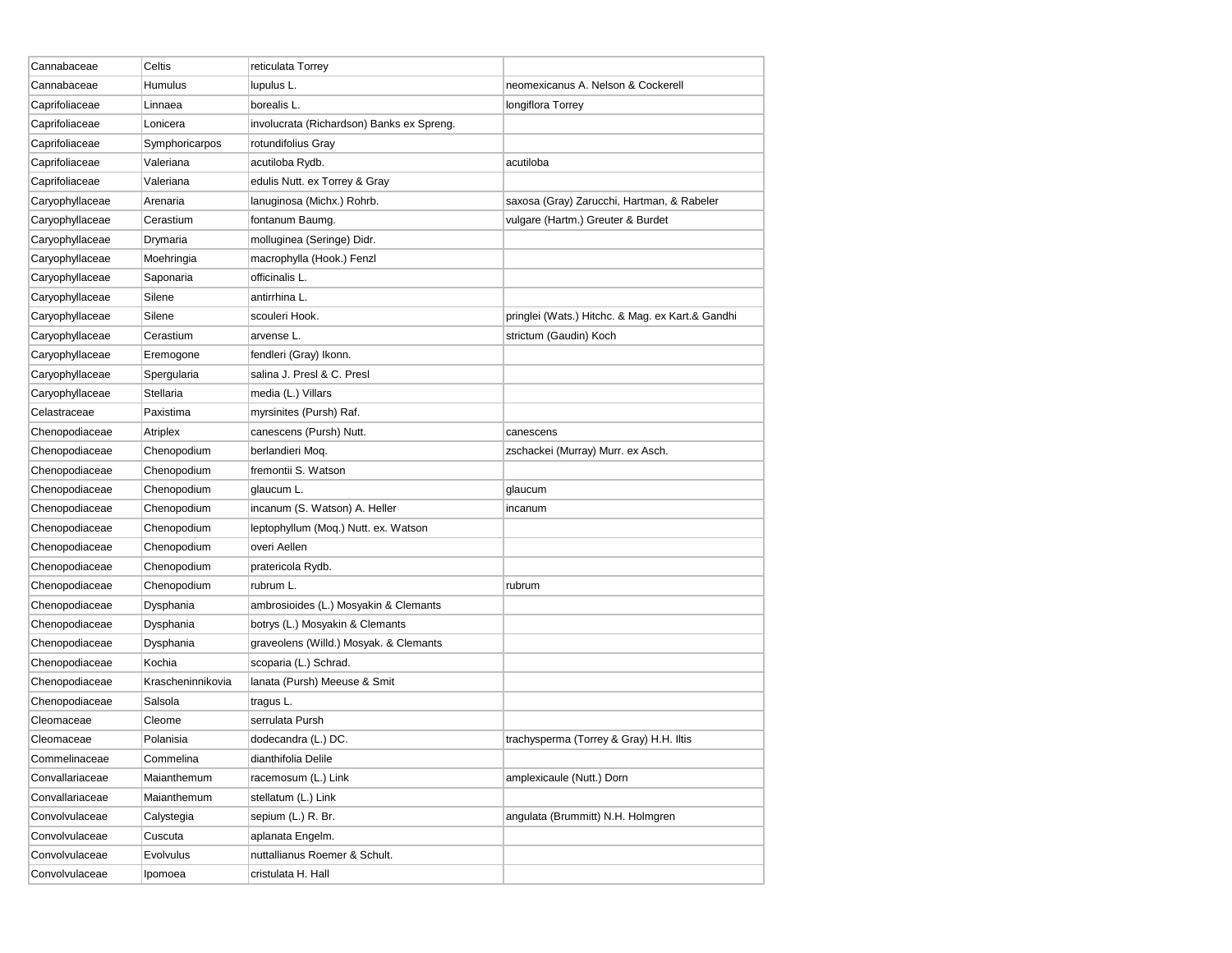| | | | |
|---|---|---|---|
| Cannabaceae | Celtis | reticulata Torrey | |
| Cannabaceae | Humulus | lupulus L. | neomexicanus A. Nelson & Cockerell |
| Caprifoliaceae | Linnaea | borealis L. | longiflora Torrey |
| Caprifoliaceae | Lonicera | involucrata (Richardson) Banks ex Spreng. | |
| Caprifoliaceae | Symphoricarpos | rotundifolius Gray | |
| Caprifoliaceae | Valeriana | acutiloba Rydb. | acutiloba |
| Caprifoliaceae | Valeriana | edulis Nutt. ex Torrey & Gray | |
| Caryophyllaceae | Arenaria | lanuginosa (Michx.) Rohrb. | saxosa (Gray) Zarucchi, Hartman, & Rabeler |
| Caryophyllaceae | Cerastium | fontanum Baumg. | vulgare (Hartm.) Greuter & Burdet |
| Caryophyllaceae | Drymaria | molluginea (Seringe) Didr. | |
| Caryophyllaceae | Moehringia | macrophylla (Hook.) Fenzl | |
| Caryophyllaceae | Saponaria | officinalis L. | |
| Caryophyllaceae | Silene | antirrhina L. | |
| Caryophyllaceae | Silene | scouleri Hook. | pringlei (Wats.) Hitchc. & Mag. ex Kart.& Gandhi |
| Caryophyllaceae | Cerastium | arvense L. | strictum (Gaudin) Koch |
| Caryophyllaceae | Eremogone | fendleri (Gray) Ikonn. | |
| Caryophyllaceae | Spergularia | salina J. Presl & C. Presl | |
| Caryophyllaceae | Stellaria | media (L.) Villars | |
| Celastraceae | Paxistima | myrsinites (Pursh) Raf. | |
| Chenopodiaceae | Atriplex | canescens (Pursh) Nutt. | canescens |
| Chenopodiaceae | Chenopodium | berlandieri Moq. | zschackei (Murray) Murr. ex Asch. |
| Chenopodiaceae | Chenopodium | fremontii S. Watson | |
| Chenopodiaceae | Chenopodium | glaucum L. | glaucum |
| Chenopodiaceae | Chenopodium | incanum (S. Watson) A. Heller | incanum |
| Chenopodiaceae | Chenopodium | leptophyllum (Moq.) Nutt. ex. Watson | |
| Chenopodiaceae | Chenopodium | overi Aellen | |
| Chenopodiaceae | Chenopodium | pratericola Rydb. | |
| Chenopodiaceae | Chenopodium | rubrum L. | rubrum |
| Chenopodiaceae | Dysphania | ambrosioides (L.) Mosyakin & Clemants | |
| Chenopodiaceae | Dysphania | botrys (L.) Mosyakin & Clemants | |
| Chenopodiaceae | Dysphania | graveolens (Willd.) Mosyak. & Clemants | |
| Chenopodiaceae | Kochia | scoparia (L.) Schrad. | |
| Chenopodiaceae | Krascheninnikovia | lanata (Pursh) Meeuse & Smit | |
| Chenopodiaceae | Salsola | tragus L. | |
| Cleomaceae | Cleome | serrulata Pursh | |
| Cleomaceae | Polanisia | dodecandra (L.) DC. | trachysperma (Torrey & Gray) H.H. Iltis |
| Commelinaceae | Commelina | dianthifolia Delile | |
| Convallariaceae | Maianthemum | racemosum (L.) Link | amplexicaule (Nutt.) Dorn |
| Convallariaceae | Maianthemum | stellatum (L.) Link | |
| Convolvulaceae | Calystegia | sepium (L.) R. Br. | angulata (Brummitt) N.H. Holmgren |
| Convolvulaceae | Cuscuta | aplanata Engelm. | |
| Convolvulaceae | Evolvulus | nuttallianus Roemer & Schult. | |
| Convolvulaceae | Ipomoea | cristulata H. Hall | |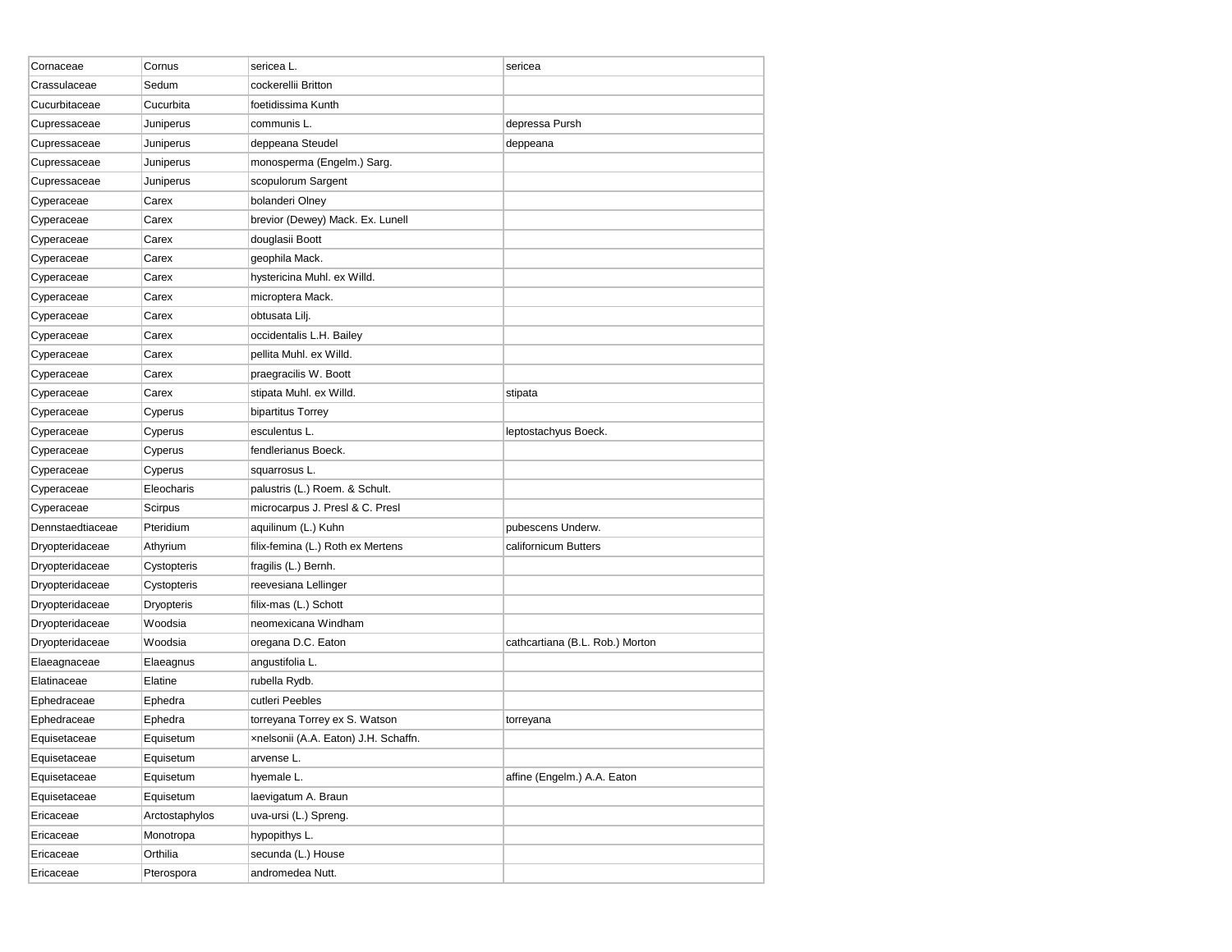| | | | |
|---|---|---|---|
| Cornaceae | Cornus | sericea L. | sericea |
| Crassulaceae | Sedum | cockerellii Britton | |
| Cucurbitaceae | Cucurbita | foetidissima Kunth | |
| Cupressaceae | Juniperus | communis L. | depressa Pursh |
| Cupressaceae | Juniperus | deppeana Steudel | deppeana |
| Cupressaceae | Juniperus | monosperma (Engelm.) Sarg. | |
| Cupressaceae | Juniperus | scopulorum Sargent | |
| Cyperaceae | Carex | bolanderi Olney | |
| Cyperaceae | Carex | brevior (Dewey) Mack. Ex. Lunell | |
| Cyperaceae | Carex | douglasii Boott | |
| Cyperaceae | Carex | geophila Mack. | |
| Cyperaceae | Carex | hystericina Muhl. ex Willd. | |
| Cyperaceae | Carex | microptera Mack. | |
| Cyperaceae | Carex | obtusata Lilj. | |
| Cyperaceae | Carex | occidentalis L.H. Bailey | |
| Cyperaceae | Carex | pellita Muhl. ex Willd. | |
| Cyperaceae | Carex | praegracilis W. Boott | |
| Cyperaceae | Carex | stipata Muhl. ex Willd. | stipata |
| Cyperaceae | Cyperus | bipartitus Torrey | |
| Cyperaceae | Cyperus | esculentus L. | leptostachyus Boeck. |
| Cyperaceae | Cyperus | fendlerianus Boeck. | |
| Cyperaceae | Cyperus | squarrosus L. | |
| Cyperaceae | Eleocharis | palustris (L.) Roem. & Schult. | |
| Cyperaceae | Scirpus | microcarpus J. Presl & C. Presl | |
| Dennstaedtiaceae | Pteridium | aquilinum (L.) Kuhn | pubescens Underw. |
| Dryopteridaceae | Athyrium | filix-femina (L.) Roth ex Mertens | californicum Butters |
| Dryopteridaceae | Cystopteris | fragilis (L.) Bernh. | |
| Dryopteridaceae | Cystopteris | reevesiana Lellinger | |
| Dryopteridaceae | Dryopteris | filix-mas (L.) Schott | |
| Dryopteridaceae | Woodsia | neomexicana Windham | |
| Dryopteridaceae | Woodsia | oregana D.C. Eaton | cathcartiana (B.L. Rob.) Morton |
| Elaeagnaceae | Elaeagnus | angustifolia L. | |
| Elatinaceae | Elatine | rubella Rydb. | |
| Ephedraceae | Ephedra | cutleri Peebles | |
| Ephedraceae | Ephedra | torreyana Torrey ex S. Watson | torreyana |
| Equisetaceae | Equisetum | ×nelsonii (A.A. Eaton) J.H. Schaffn. | |
| Equisetaceae | Equisetum | arvense L. | |
| Equisetaceae | Equisetum | hyemale L. | affine (Engelm.) A.A. Eaton |
| Equisetaceae | Equisetum | laevigatum A. Braun | |
| Ericaceae | Arctostaphylos | uva-ursi (L.) Spreng. | |
| Ericaceae | Monotropa | hypopithys L. | |
| Ericaceae | Orthilia | secunda (L.) House | |
| Ericaceae | Pterospora | andromedea Nutt. | |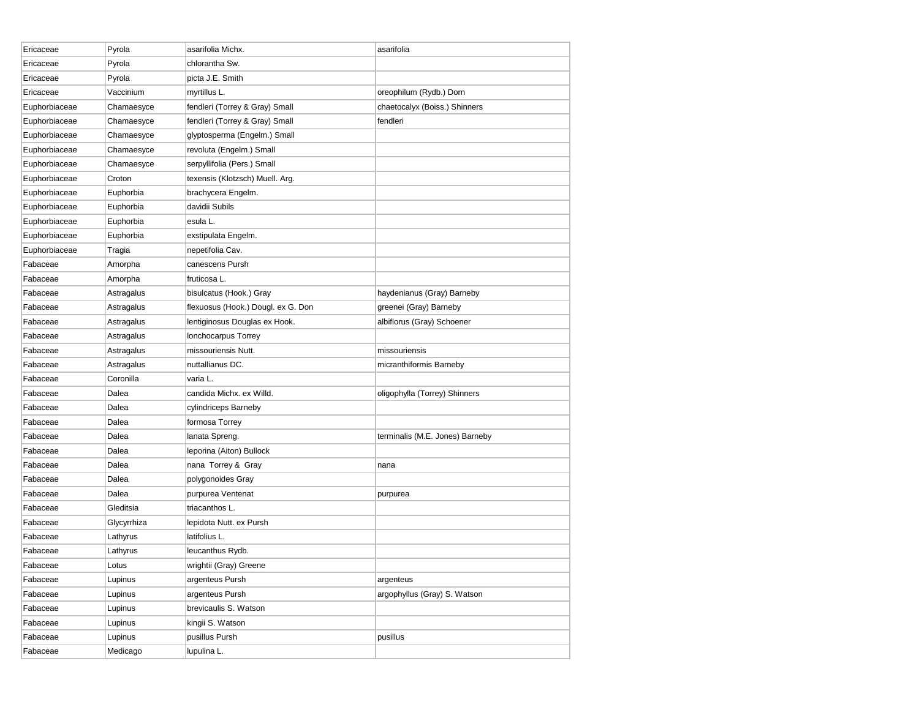| Ericaceae | Pyrola | asarifolia Michx. | asarifolia |
|---|---|---|---|
| Ericaceae | Pyrola | chlorantha Sw. | |
| Ericaceae | Pyrola | picta J.E. Smith | |
| Ericaceae | Vaccinium | myrtillus L. | oreophilum (Rydb.) Dorn |
| Euphorbiaceae | Chamaesyce | fendleri (Torrey & Gray) Small | chaetocalyx (Boiss.) Shinners |
| Euphorbiaceae | Chamaesyce | fendleri (Torrey & Gray) Small | fendleri |
| Euphorbiaceae | Chamaesyce | glyptosperma (Engelm.) Small | |
| Euphorbiaceae | Chamaesyce | revoluta (Engelm.) Small | |
| Euphorbiaceae | Chamaesyce | serpyllifolia (Pers.) Small | |
| Euphorbiaceae | Croton | texensis (Klotzsch) Muell. Arg. | |
| Euphorbiaceae | Euphorbia | brachycera Engelm. | |
| Euphorbiaceae | Euphorbia | davidii Subils | |
| Euphorbiaceae | Euphorbia | esula L. | |
| Euphorbiaceae | Euphorbia | exstipulata Engelm. | |
| Euphorbiaceae | Tragia | nepetifolia Cav. | |
| Fabaceae | Amorpha | canescens Pursh | |
| Fabaceae | Amorpha | fruticosa L. | |
| Fabaceae | Astragalus | bisulcatus (Hook.) Gray | haydenianus (Gray) Barneby |
| Fabaceae | Astragalus | flexuosus (Hook.) Dougl. ex G. Don | greenei (Gray) Barneby |
| Fabaceae | Astragalus | lentiginosus Douglas ex Hook. | albiflorus (Gray) Schoener |
| Fabaceae | Astragalus | lonchocarpus Torrey | |
| Fabaceae | Astragalus | missouriensis Nutt. | missouriensis |
| Fabaceae | Astragalus | nuttallianus DC. | micranthiformis Barneby |
| Fabaceae | Coronilla | varia L. | |
| Fabaceae | Dalea | candida Michx. ex Willd. | oligophylla (Torrey) Shinners |
| Fabaceae | Dalea | cylindriceps Barneby | |
| Fabaceae | Dalea | formosa Torrey | |
| Fabaceae | Dalea | lanata Spreng. | terminalis (M.E. Jones) Barneby |
| Fabaceae | Dalea | leporina (Aiton) Bullock | |
| Fabaceae | Dalea | nana Torrey & Gray | nana |
| Fabaceae | Dalea | polygonoides Gray | |
| Fabaceae | Dalea | purpurea Ventenat | purpurea |
| Fabaceae | Gleditsia | triacanthos L. | |
| Fabaceae | Glycyrrhiza | lepidota Nutt. ex Pursh | |
| Fabaceae | Lathyrus | latifolius L. | |
| Fabaceae | Lathyrus | leucanthus Rydb. | |
| Fabaceae | Lotus | wrightii (Gray) Greene | |
| Fabaceae | Lupinus | argenteus Pursh | argenteus |
| Fabaceae | Lupinus | argenteus Pursh | argophyllus (Gray) S. Watson |
| Fabaceae | Lupinus | brevicaulis S. Watson | |
| Fabaceae | Lupinus | kingii S. Watson | |
| Fabaceae | Lupinus | pusillus Pursh | pusillus |
| Fabaceae | Medicago | lupulina L. | |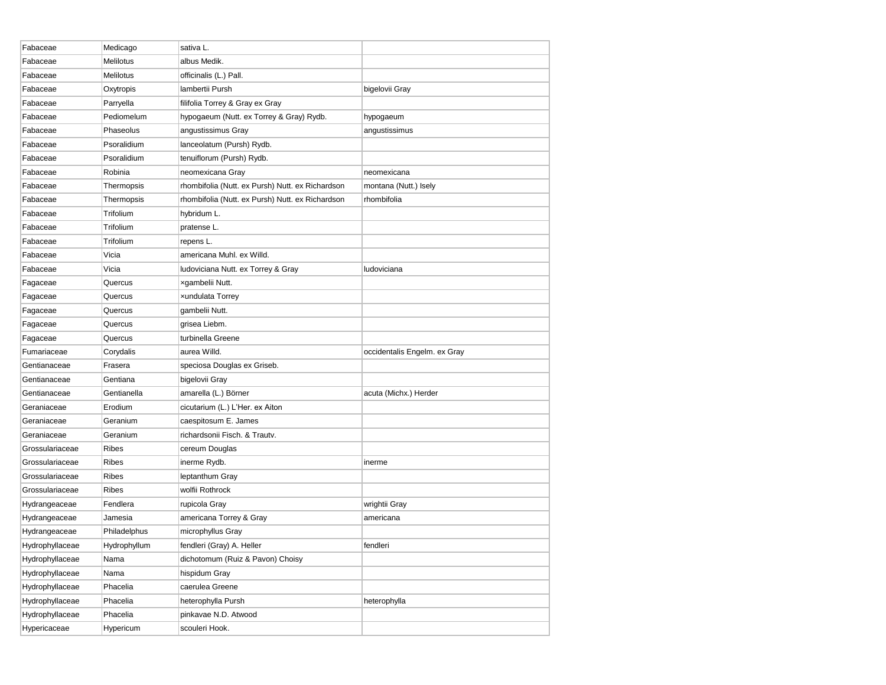| | | | |
|---|---|---|---|
| Fabaceae | Medicago | sativa L. | |
| Fabaceae | Melilotus | albus Medik. | |
| Fabaceae | Melilotus | officinalis (L.) Pall. | |
| Fabaceae | Oxytropis | lambertii Pursh | bigelovii Gray |
| Fabaceae | Parryella | filifolia Torrey & Gray ex Gray | |
| Fabaceae | Pediomelum | hypogaeum (Nutt. ex Torrey & Gray) Rydb. | hypogaeum |
| Fabaceae | Phaseolus | angustissimus Gray | angustissimus |
| Fabaceae | Psoralidium | lanceolatum (Pursh) Rydb. | |
| Fabaceae | Psoralidium | tenuiflorum (Pursh) Rydb. | |
| Fabaceae | Robinia | neomexicana Gray | neomexicana |
| Fabaceae | Thermopsis | rhombifolia (Nutt. ex Pursh) Nutt. ex Richardson | montana (Nutt.) Isely |
| Fabaceae | Thermopsis | rhombifolia (Nutt. ex Pursh) Nutt. ex Richardson | rhombifolia |
| Fabaceae | Trifolium | hybridum L. | |
| Fabaceae | Trifolium | pratense L. | |
| Fabaceae | Trifolium | repens L. | |
| Fabaceae | Vicia | americana Muhl. ex Willd. | |
| Fabaceae | Vicia | ludoviciana Nutt. ex Torrey & Gray | ludoviciana |
| Fagaceae | Quercus | ×gambelii Nutt. | |
| Fagaceae | Quercus | ×undulata Torrey | |
| Fagaceae | Quercus | gambelii Nutt. | |
| Fagaceae | Quercus | grisea Liebm. | |
| Fagaceae | Quercus | turbinella Greene | |
| Fumariaceae | Corydalis | aurea Willd. | occidentalis Engelm. ex Gray |
| Gentianaceae | Frasera | speciosa Douglas ex Griseb. | |
| Gentianaceae | Gentiana | bigelovii Gray | |
| Gentianaceae | Gentianella | amarella (L.) Börner | acuta (Michx.) Herder |
| Geraniaceae | Erodium | cicutarium (L.) L'Her. ex Aiton | |
| Geraniaceae | Geranium | caespitosum E. James | |
| Geraniaceae | Geranium | richardsonii Fisch. & Trautv. | |
| Grossulariaceae | Ribes | cereum Douglas | |
| Grossulariaceae | Ribes | inerme Rydb. | inerme |
| Grossulariaceae | Ribes | leptanthum Gray | |
| Grossulariaceae | Ribes | wolfii Rothrock | |
| Hydrangeaceae | Fendlera | rupicola Gray | wrightii Gray |
| Hydrangeaceae | Jamesia | americana Torrey & Gray | americana |
| Hydrangeaceae | Philadelphus | microphyllus Gray | |
| Hydrophyllaceae | Hydrophyllum | fendleri (Gray) A. Heller | fendleri |
| Hydrophyllaceae | Nama | dichotomum (Ruiz & Pavon) Choisy | |
| Hydrophyllaceae | Nama | hispidum Gray | |
| Hydrophyllaceae | Phacelia | caerulea Greene | |
| Hydrophyllaceae | Phacelia | heterophylla Pursh | heterophylla |
| Hydrophyllaceae | Phacelia | pinkavae N.D. Atwood | |
| Hypericaceae | Hypericum | scouleri Hook. | |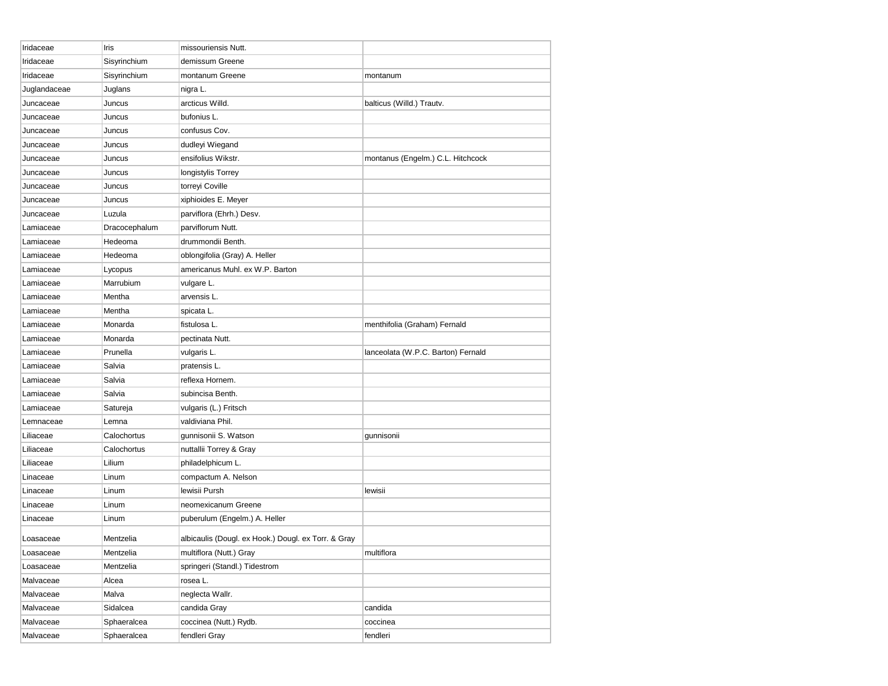| | | | |
|---|---|---|---|
| Iridaceae | Iris | missouriensis Nutt. | |
| Iridaceae | Sisyrinchium | demissum Greene | |
| Iridaceae | Sisyrinchium | montanum Greene | montanum |
| Juglandaceae | Juglans | nigra L. | |
| Juncaceae | Juncus | arcticus Willd. | balticus (Willd.) Trautv. |
| Juncaceae | Juncus | bufonius L. | |
| Juncaceae | Juncus | confusus Cov. | |
| Juncaceae | Juncus | dudleyi Wiegand | |
| Juncaceae | Juncus | ensifolius Wikstr. | montanus (Engelm.) C.L. Hitchcock |
| Juncaceae | Juncus | longistylis Torrey | |
| Juncaceae | Juncus | torreyi Coville | |
| Juncaceae | Juncus | xiphioides E. Meyer | |
| Juncaceae | Luzula | parviflora (Ehrh.) Desv. | |
| Lamiaceae | Dracocephalum | parviflorum Nutt. | |
| Lamiaceae | Hedeoma | drummondii Benth. | |
| Lamiaceae | Hedeoma | oblongifolia (Gray) A. Heller | |
| Lamiaceae | Lycopus | americanus Muhl. ex W.P. Barton | |
| Lamiaceae | Marrubium | vulgare L. | |
| Lamiaceae | Mentha | arvensis L. | |
| Lamiaceae | Mentha | spicata L. | |
| Lamiaceae | Monarda | fistulosa L. | menthifolia (Graham) Fernald |
| Lamiaceae | Monarda | pectinata Nutt. | |
| Lamiaceae | Prunella | vulgaris L. | lanceolata (W.P.C. Barton) Fernald |
| Lamiaceae | Salvia | pratensis L. | |
| Lamiaceae | Salvia | reflexa Hornem. | |
| Lamiaceae | Salvia | subincisa Benth. | |
| Lamiaceae | Satureja | vulgaris (L.) Fritsch | |
| Lemnaceae | Lemna | valdiviana Phil. | |
| Liliaceae | Calochortus | gunnisonii S. Watson | gunnisonii |
| Liliaceae | Calochortus | nuttallii Torrey & Gray | |
| Liliaceae | Lilium | philadelphicum L. | |
| Linaceae | Linum | compactum A. Nelson | |
| Linaceae | Linum | lewisii Pursh | lewisii |
| Linaceae | Linum | neomexicanum Greene | |
| Linaceae | Linum | puberulum (Engelm.) A. Heller | |
| Loasaceae | Mentzelia | albicaulis (Dougl. ex Hook.) Dougl. ex Torr. & Gray | |
| Loasaceae | Mentzelia | multiflora (Nutt.) Gray | multiflora |
| Loasaceae | Mentzelia | springeri (Standl.) Tidestrom | |
| Malvaceae | Alcea | rosea L. | |
| Malvaceae | Malva | neglecta Wallr. | |
| Malvaceae | Sidalcea | candida Gray | candida |
| Malvaceae | Sphaeralcea | coccinea (Nutt.) Rydb. | coccinea |
| Malvaceae | Sphaeralcea | fendleri Gray | fendleri |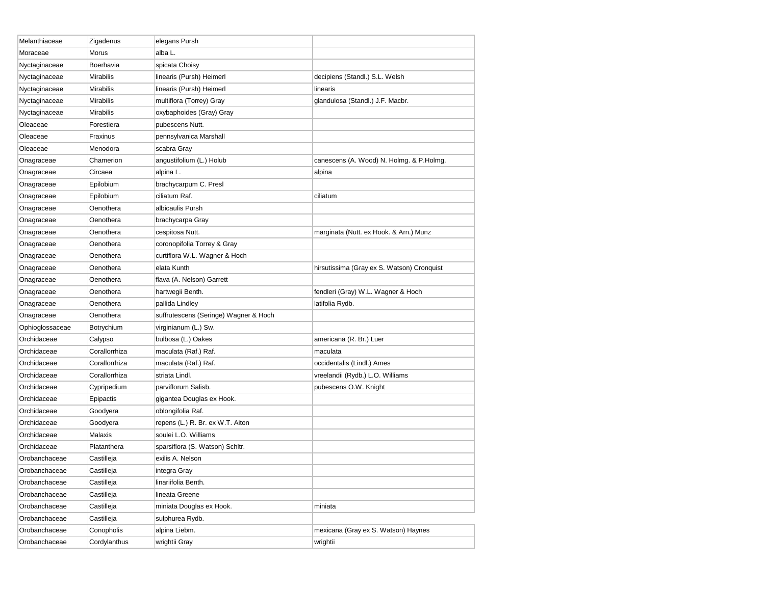| | | | |
|---|---|---|---|
| Melanthiaceae | Zigadenus | elegans Pursh | |
| Moraceae | Morus | alba L. | |
| Nyctaginaceae | Boerhavia | spicata Choisy | |
| Nyctaginaceae | Mirabilis | linearis (Pursh) Heimerl | decipiens (Standl.) S.L. Welsh |
| Nyctaginaceae | Mirabilis | linearis (Pursh) Heimerl | linearis |
| Nyctaginaceae | Mirabilis | multiflora (Torrey) Gray | glandulosa (Standl.) J.F. Macbr. |
| Nyctaginaceae | Mirabilis | oxybaphoides (Gray) Gray | |
| Oleaceae | Forestiera | pubescens Nutt. | |
| Oleaceae | Fraxinus | pennsylvanica Marshall | |
| Oleaceae | Menodora | scabra Gray | |
| Onagraceae | Chamerion | angustifolium (L.) Holub | canescens (A. Wood) N. Holmg. & P.Holmg. |
| Onagraceae | Circaea | alpina L. | alpina |
| Onagraceae | Epilobium | brachycarpum C. Presl | |
| Onagraceae | Epilobium | ciliatum Raf. | ciliatum |
| Onagraceae | Oenothera | albicaulis Pursh | |
| Onagraceae | Oenothera | brachycarpa Gray | |
| Onagraceae | Oenothera | cespitosa Nutt. | marginata (Nutt. ex Hook. & Arn.) Munz |
| Onagraceae | Oenothera | coronopifolia Torrey & Gray | |
| Onagraceae | Oenothera | curtiflora W.L. Wagner & Hoch | |
| Onagraceae | Oenothera | elata Kunth | hirsutissima (Gray ex S. Watson) Cronquist |
| Onagraceae | Oenothera | flava (A. Nelson) Garrett | |
| Onagraceae | Oenothera | hartwegii Benth. | fendleri (Gray) W.L. Wagner & Hoch |
| Onagraceae | Oenothera | pallida Lindley | latifolia Rydb. |
| Onagraceae | Oenothera | suffrutescens (Seringe) Wagner & Hoch | |
| Ophioglossaceae | Botrychium | virginianum (L.) Sw. | |
| Orchidaceae | Calypso | bulbosa (L.) Oakes | americana (R. Br.) Luer |
| Orchidaceae | Corallorrhiza | maculata (Raf.) Raf. | maculata |
| Orchidaceae | Corallorrhiza | maculata (Raf.) Raf. | occidentalis (Lindl.) Ames |
| Orchidaceae | Corallorrhiza | striata Lindl. | vreelandii (Rydb.) L.O. Williams |
| Orchidaceae | Cypripedium | parviflorum Salisb. | pubescens O.W. Knight |
| Orchidaceae | Epipactis | gigantea Douglas ex Hook. | |
| Orchidaceae | Goodyera | oblongifolia Raf. | |
| Orchidaceae | Goodyera | repens (L.) R. Br. ex W.T. Aiton | |
| Orchidaceae | Malaxis | soulei L.O. Williams | |
| Orchidaceae | Platanthera | sparsiflora (S. Watson) Schltr. | |
| Orobanchaceae | Castilleja | exilis A. Nelson | |
| Orobanchaceae | Castilleja | integra Gray | |
| Orobanchaceae | Castilleja | linariifolia Benth. | |
| Orobanchaceae | Castilleja | lineata Greene | |
| Orobanchaceae | Castilleja | miniata Douglas ex Hook. | miniata |
| Orobanchaceae | Castilleja | sulphurea Rydb. | |
| Orobanchaceae | Conopholis | alpina Liebm. | mexicana (Gray ex S. Watson) Haynes |
| Orobanchaceae | Cordylanthus | wrightii Gray | wrightii |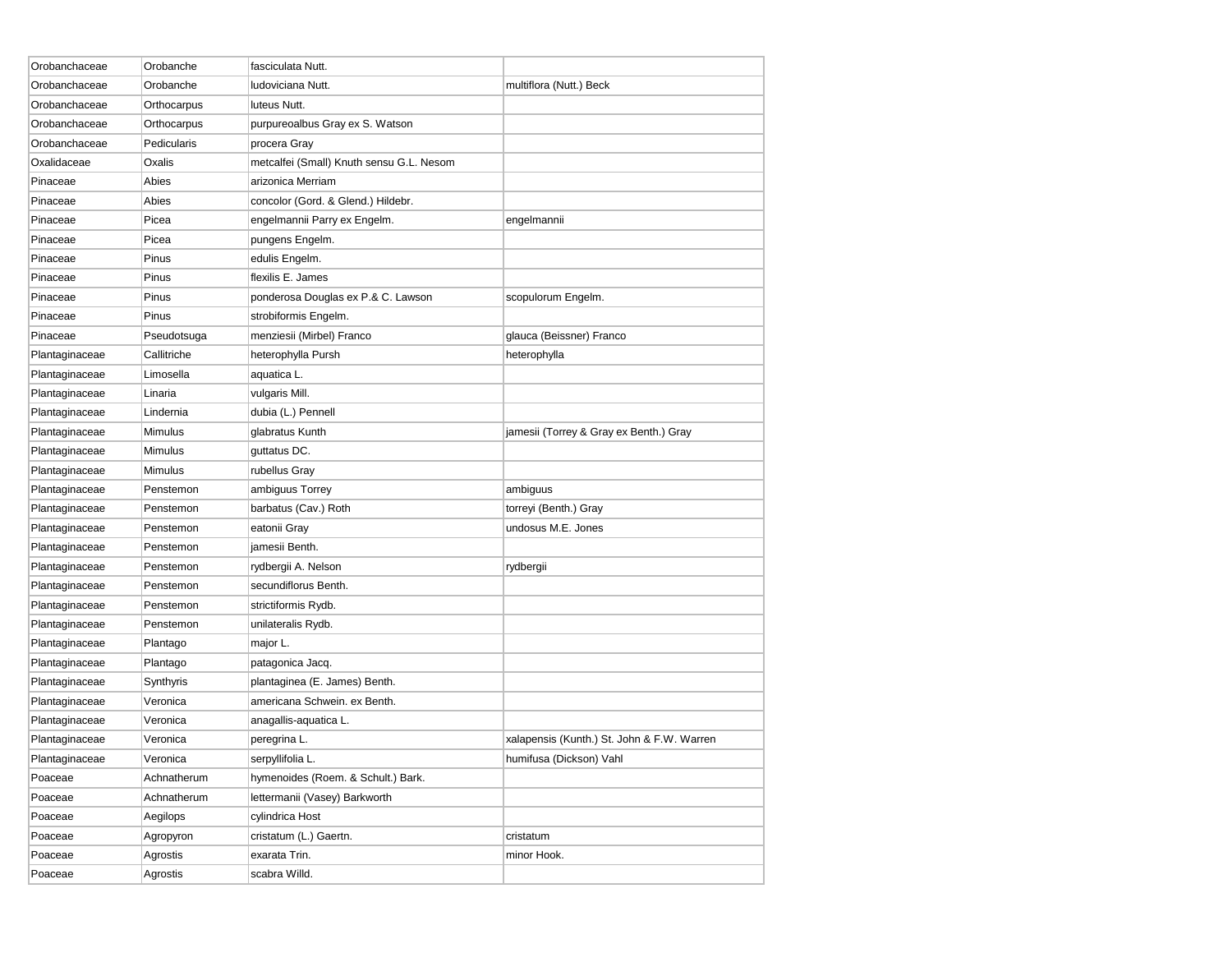| | | | |
|---|---|---|---|
| Orobanchaceae | Orobanche | fasciculata Nutt. | |
| Orobanchaceae | Orobanche | ludoviciana Nutt. | multiflora (Nutt.) Beck |
| Orobanchaceae | Orthocarpus | luteus Nutt. | |
| Orobanchaceae | Orthocarpus | purpureoalbus Gray ex S. Watson | |
| Orobanchaceae | Pedicularis | procera Gray | |
| Oxalidaceae | Oxalis | metcalfei (Small) Knuth sensu G.L. Nesom | |
| Pinaceae | Abies | arizonica Merriam | |
| Pinaceae | Abies | concolor (Gord. & Glend.) Hildebr. | |
| Pinaceae | Picea | engelmannii Parry ex Engelm. | engelmannii |
| Pinaceae | Picea | pungens Engelm. | |
| Pinaceae | Pinus | edulis Engelm. | |
| Pinaceae | Pinus | flexilis E. James | |
| Pinaceae | Pinus | ponderosa Douglas ex P.& C. Lawson | scopulorum Engelm. |
| Pinaceae | Pinus | strobiformis Engelm. | |
| Pinaceae | Pseudotsuga | menziesii (Mirbel) Franco | glauca (Beissner) Franco |
| Plantaginaceae | Callitriche | heterophylla Pursh | heterophylla |
| Plantaginaceae | Limosella | aquatica L. | |
| Plantaginaceae | Linaria | vulgaris Mill. | |
| Plantaginaceae | Lindernia | dubia (L.) Pennell | |
| Plantaginaceae | Mimulus | glabratus Kunth | jamesii (Torrey & Gray ex Benth.) Gray |
| Plantaginaceae | Mimulus | guttatus DC. | |
| Plantaginaceae | Mimulus | rubellus Gray | |
| Plantaginaceae | Penstemon | ambiguus Torrey | ambiguus |
| Plantaginaceae | Penstemon | barbatus (Cav.) Roth | torreyi (Benth.) Gray |
| Plantaginaceae | Penstemon | eatonii Gray | undosus M.E. Jones |
| Plantaginaceae | Penstemon | jamesii Benth. | |
| Plantaginaceae | Penstemon | rydbergii A. Nelson | rydbergii |
| Plantaginaceae | Penstemon | secundiflorus Benth. | |
| Plantaginaceae | Penstemon | strictiformis Rydb. | |
| Plantaginaceae | Penstemon | unilateralis Rydb. | |
| Plantaginaceae | Plantago | major L. | |
| Plantaginaceae | Plantago | patagonica Jacq. | |
| Plantaginaceae | Synthyris | plantaginea (E. James) Benth. | |
| Plantaginaceae | Veronica | americana Schwein. ex Benth. | |
| Plantaginaceae | Veronica | anagallis-aquatica L. | |
| Plantaginaceae | Veronica | peregrina L. | xalapensis (Kunth.) St. John & F.W. Warren |
| Plantaginaceae | Veronica | serpyllifolia L. | humifusa (Dickson) Vahl |
| Poaceae | Achnatherum | hymenoides (Roem. & Schult.) Bark. | |
| Poaceae | Achnatherum | lettermanii (Vasey) Barkworth | |
| Poaceae | Aegilops | cylindrica Host | |
| Poaceae | Agropyron | cristatum (L.) Gaertn. | cristatum |
| Poaceae | Agrostis | exarata Trin. | minor Hook. |
| Poaceae | Agrostis | scabra Willd. | |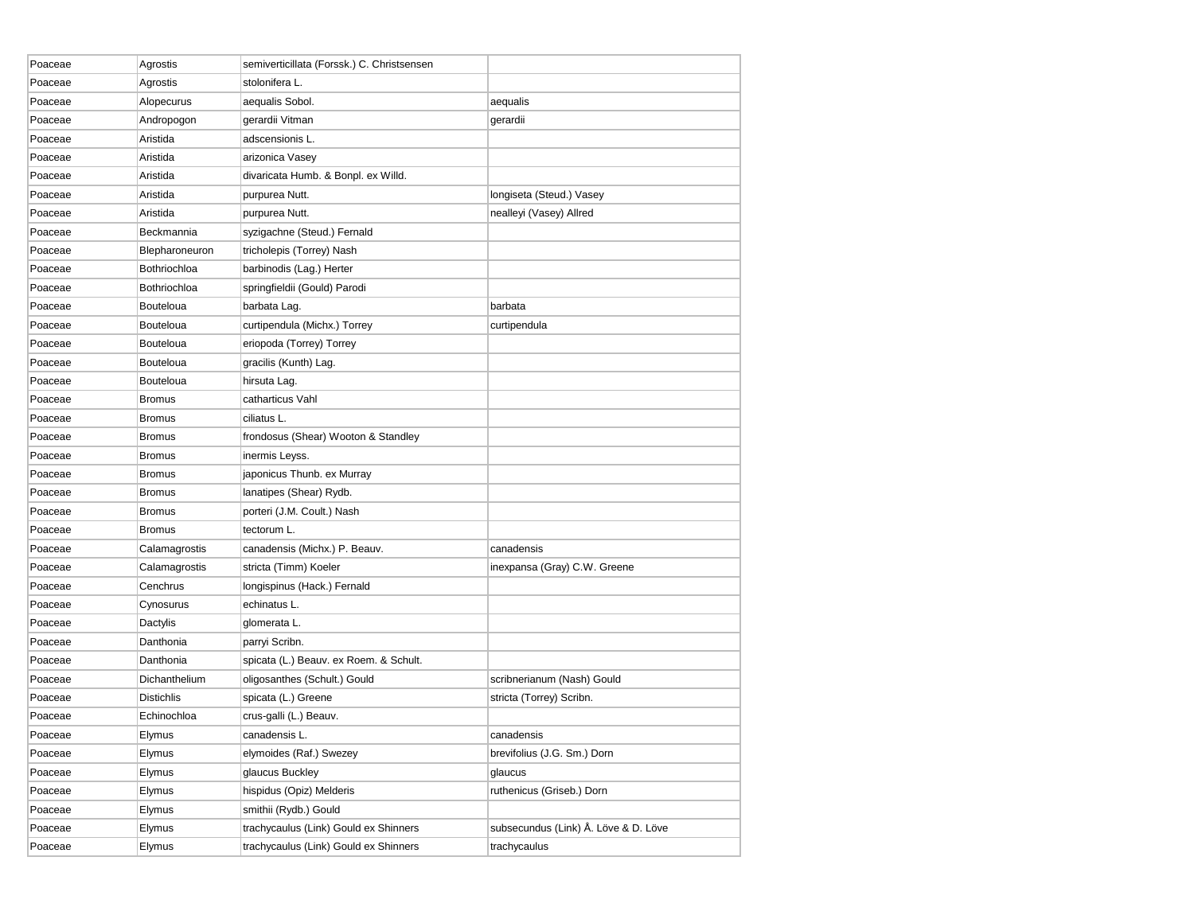| | | | |
|---|---|---|---|
| Poaceae | Agrostis | semiverticillata (Forssk.) C. Christsensen | |
| Poaceae | Agrostis | stolonifera L. | |
| Poaceae | Alopecurus | aequalis Sobol. | aequalis |
| Poaceae | Andropogon | gerardii Vitman | gerardii |
| Poaceae | Aristida | adscensionis L. | |
| Poaceae | Aristida | arizonica Vasey | |
| Poaceae | Aristida | divaricata Humb. & Bonpl. ex Willd. | |
| Poaceae | Aristida | purpurea Nutt. | longiseta (Steud.) Vasey |
| Poaceae | Aristida | purpurea Nutt. | nealleyi (Vasey) Allred |
| Poaceae | Beckmannia | syzigachne (Steud.) Fernald | |
| Poaceae | Blepharoneuron | tricholepis (Torrey) Nash | |
| Poaceae | Bothriochloa | barbinodis (Lag.) Herter | |
| Poaceae | Bothriochloa | springfieldii (Gould) Parodi | |
| Poaceae | Bouteloua | barbata Lag. | barbata |
| Poaceae | Bouteloua | curtipendula (Michx.) Torrey | curtipendula |
| Poaceae | Bouteloua | eriopoda (Torrey) Torrey | |
| Poaceae | Bouteloua | gracilis (Kunth) Lag. | |
| Poaceae | Bouteloua | hirsuta Lag. | |
| Poaceae | Bromus | catharticus Vahl | |
| Poaceae | Bromus | ciliatus L. | |
| Poaceae | Bromus | frondosus (Shear) Wooton & Standley | |
| Poaceae | Bromus | inermis Leyss. | |
| Poaceae | Bromus | japonicus Thunb. ex Murray | |
| Poaceae | Bromus | lanatipes (Shear) Rydb. | |
| Poaceae | Bromus | porteri (J.M. Coult.) Nash | |
| Poaceae | Bromus | tectorum L. | |
| Poaceae | Calamagrostis | canadensis (Michx.) P. Beauv. | canadensis |
| Poaceae | Calamagrostis | stricta (Timm) Koeler | inexpansa (Gray) C.W. Greene |
| Poaceae | Cenchrus | longispinus (Hack.) Fernald | |
| Poaceae | Cynosurus | echinatus L. | |
| Poaceae | Dactylis | glomerata L. | |
| Poaceae | Danthonia | parryi Scribn. | |
| Poaceae | Danthonia | spicata (L.) Beauv. ex Roem. & Schult. | |
| Poaceae | Dichanthelium | oligosanthes (Schult.) Gould | scribnerianum (Nash) Gould |
| Poaceae | Distichlis | spicata (L.) Greene | stricta (Torrey) Scribn. |
| Poaceae | Echinochloa | crus-galli (L.) Beauv. | |
| Poaceae | Elymus | canadensis L. | canadensis |
| Poaceae | Elymus | elymoides (Raf.) Swezey | brevifolius (J.G. Sm.) Dorn |
| Poaceae | Elymus | glaucus Buckley | glaucus |
| Poaceae | Elymus | hispidus (Opiz) Melderis | ruthenicus (Griseb.) Dorn |
| Poaceae | Elymus | smithii (Rydb.) Gould | |
| Poaceae | Elymus | trachycaulus (Link) Gould ex Shinners | subsecundus (Link) Å. Löve & D. Löve |
| Poaceae | Elymus | trachycaulus (Link) Gould ex Shinners | trachycaulus |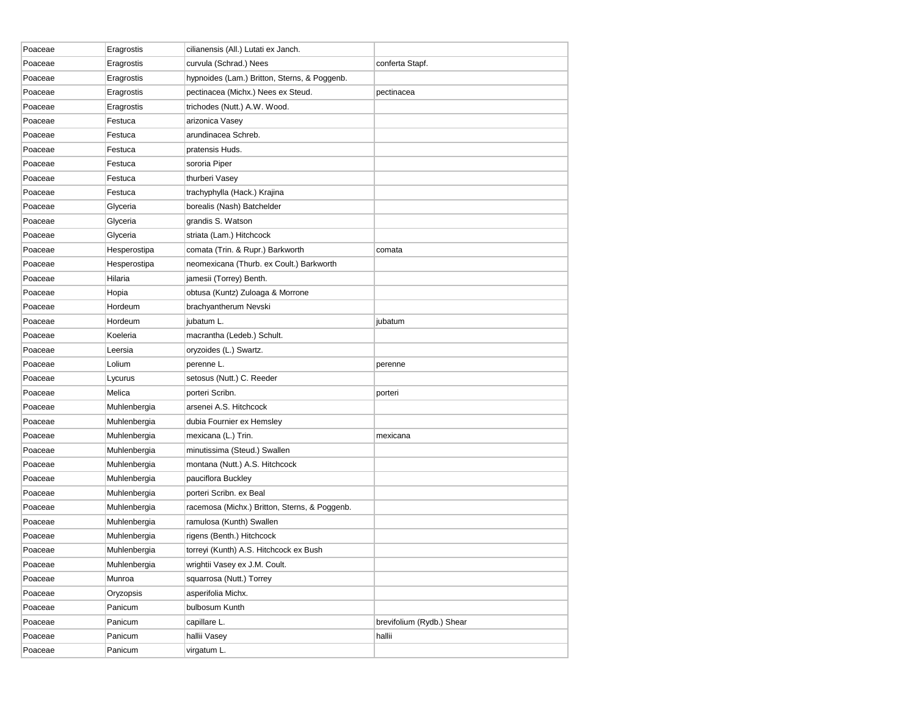| | | | |
|---|---|---|---|
| Poaceae | Eragrostis | cilianensis (All.) Lutati ex Janch. | |
| Poaceae | Eragrostis | curvula (Schrad.) Nees | conferta Stapf. |
| Poaceae | Eragrostis | hypnoides (Lam.) Britton, Sterns, & Poggenb. | |
| Poaceae | Eragrostis | pectinacea (Michx.) Nees ex Steud. | pectinacea |
| Poaceae | Eragrostis | trichodes (Nutt.) A.W. Wood. | |
| Poaceae | Festuca | arizonica Vasey | |
| Poaceae | Festuca | arundinacea Schreb. | |
| Poaceae | Festuca | pratensis Huds. | |
| Poaceae | Festuca | sororia Piper | |
| Poaceae | Festuca | thurberi Vasey | |
| Poaceae | Festuca | trachyphylla (Hack.) Krajina | |
| Poaceae | Glyceria | borealis (Nash) Batchelder | |
| Poaceae | Glyceria | grandis S. Watson | |
| Poaceae | Glyceria | striata (Lam.) Hitchcock | |
| Poaceae | Hesperostipa | comata (Trin. & Rupr.) Barkworth | comata |
| Poaceae | Hesperostipa | neomexicana (Thurb. ex Coult.) Barkworth | |
| Poaceae | Hilaria | jamesii (Torrey) Benth. | |
| Poaceae | Hopia | obtusa (Kuntz) Zuloaga & Morrone | |
| Poaceae | Hordeum | brachyantherum Nevski | |
| Poaceae | Hordeum | jubatum L. | jubatum |
| Poaceae | Koeleria | macrantha (Ledeb.) Schult. | |
| Poaceae | Leersia | oryzoides (L.) Swartz. | |
| Poaceae | Lolium | perenne L. | perenne |
| Poaceae | Lycurus | setosus (Nutt.) C. Reeder | |
| Poaceae | Melica | porteri Scribn. | porteri |
| Poaceae | Muhlenbergia | arsenei A.S. Hitchcock | |
| Poaceae | Muhlenbergia | dubia Fournier ex Hemsley | |
| Poaceae | Muhlenbergia | mexicana (L.) Trin. | mexicana |
| Poaceae | Muhlenbergia | minutissima (Steud.) Swallen | |
| Poaceae | Muhlenbergia | montana (Nutt.) A.S. Hitchcock | |
| Poaceae | Muhlenbergia | pauciflora Buckley | |
| Poaceae | Muhlenbergia | porteri Scribn. ex Beal | |
| Poaceae | Muhlenbergia | racemosa (Michx.) Britton, Sterns, & Poggenb. | |
| Poaceae | Muhlenbergia | ramulosa (Kunth) Swallen | |
| Poaceae | Muhlenbergia | rigens (Benth.) Hitchcock | |
| Poaceae | Muhlenbergia | torreyi (Kunth) A.S. Hitchcock ex Bush | |
| Poaceae | Muhlenbergia | wrightii Vasey ex J.M. Coult. | |
| Poaceae | Munroa | squarrosa (Nutt.) Torrey | |
| Poaceae | Oryzopsis | asperifolia Michx. | |
| Poaceae | Panicum | bulbosum Kunth | |
| Poaceae | Panicum | capillare L. | brevifolium (Rydb.) Shear |
| Poaceae | Panicum | hallii Vasey | hallii |
| Poaceae | Panicum | virgatum L. | |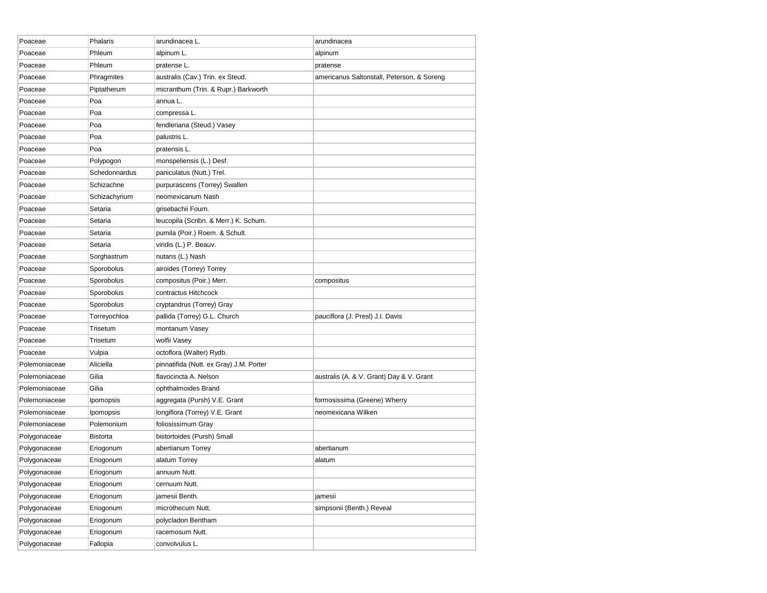| | | | |
|---|---|---|---|
| Poaceae | Phalaris | arundinacea L. | arundinacea |
| Poaceae | Phleum | alpinum L. | alpinum |
| Poaceae | Phleum | pratense L. | pratense |
| Poaceae | Phragmites | australis (Cav.) Trin. ex Steud. | americanus Saltonstall, Peterson, & Soreng |
| Poaceae | Piptatherum | micranthum (Trin. & Rupr.) Barkworth | |
| Poaceae | Poa | annua L. | |
| Poaceae | Poa | compressa L. | |
| Poaceae | Poa | fendleriana (Steud.) Vasey | |
| Poaceae | Poa | palustris L. | |
| Poaceae | Poa | pratensis L. | |
| Poaceae | Polypogon | monspeliensis (L.) Desf. | |
| Poaceae | Schedonnardus | paniculatus (Nutt.) Trel. | |
| Poaceae | Schizachne | purpurascens (Torrey) Swallen | |
| Poaceae | Schizachyrium | neomexicanum Nash | |
| Poaceae | Setaria | grisebachii Fourn. | |
| Poaceae | Setaria | leucopila (Scribn. & Merr.) K. Schum. | |
| Poaceae | Setaria | pumila (Poir.) Roem. & Schult. | |
| Poaceae | Setaria | viridis (L.) P. Beauv. | |
| Poaceae | Sorghastrum | nutans (L.) Nash | |
| Poaceae | Sporobolus | airoides (Torrey) Torrey | |
| Poaceae | Sporobolus | compositus (Poir.) Merr. | compositus |
| Poaceae | Sporobolus | contractus Hitchcock | |
| Poaceae | Sporobolus | cryptandrus (Torrey) Gray | |
| Poaceae | Torreyochloa | pallida (Torrey) G.L. Church | pauciflora (J. Presl) J.I. Davis |
| Poaceae | Trisetum | montanum Vasey | |
| Poaceae | Trisetum | wolfii Vasey | |
| Poaceae | Vulpia | octoflora (Walter) Rydb. | |
| Polemoniaceae | Aliciella | pinnatifida (Nutt. ex Gray) J.M. Porter | |
| Polemoniaceae | Gilia | flavocincta A. Nelson | australis (A. & V. Grant) Day & V. Grant |
| Polemoniaceae | Gilia | ophthalmoides Brand | |
| Polemoniaceae | Ipomopsis | aggregata (Pursh) V.E. Grant | formosissima (Greene) Wherry |
| Polemoniaceae | Ipomopsis | longiflora (Torrey) V.E. Grant | neomexicana Wilken |
| Polemoniaceae | Polemonium | foliosissimum Gray | |
| Polygonaceae | Bistorta | bistortoides (Pursh) Small | |
| Polygonaceae | Eriogonum | abertianum Torrey | abertianum |
| Polygonaceae | Eriogonum | alatum Torrey | alatum |
| Polygonaceae | Eriogonum | annuum Nutt. | |
| Polygonaceae | Eriogonum | cernuum Nutt. | |
| Polygonaceae | Eriogonum | jamesii Benth. | jamesii |
| Polygonaceae | Eriogonum | microthecum Nutt. | simpsonii (Benth.) Reveal |
| Polygonaceae | Eriogonum | polycladon Bentham | |
| Polygonaceae | Eriogonum | racemosum Nutt. | |
| Polygonaceae | Fallopia | convolvulus L. | |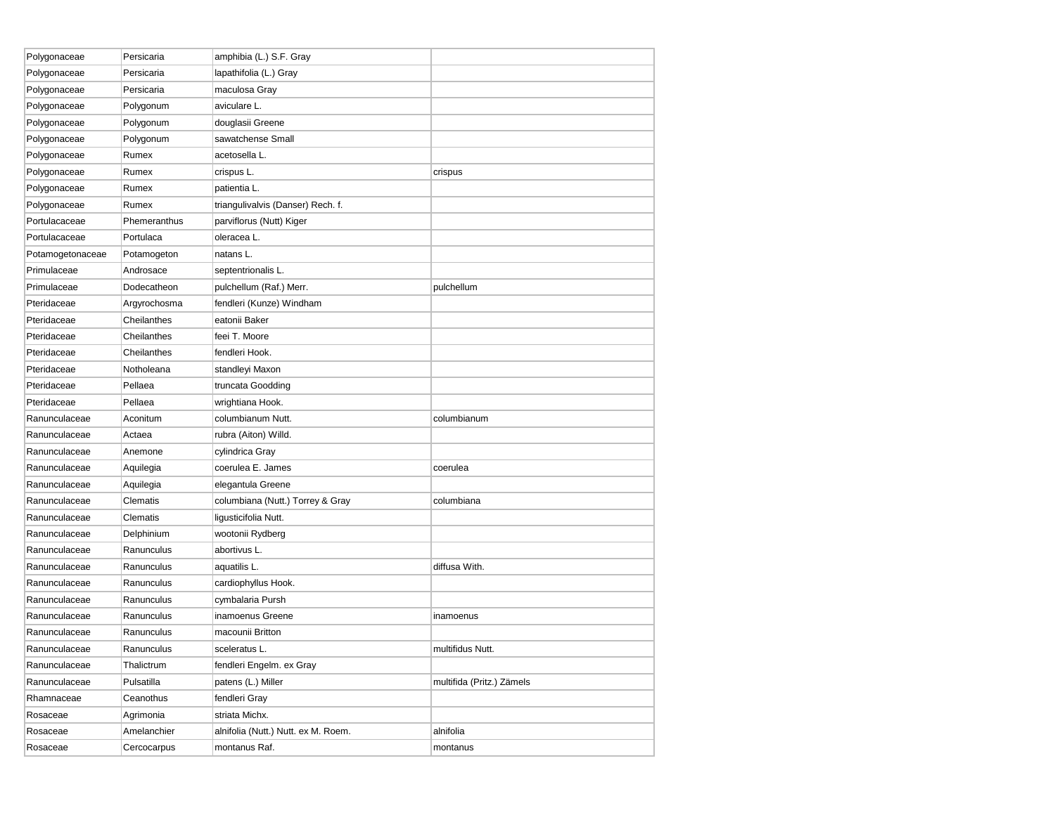| | | | |
|---|---|---|---|
| Polygonaceae | Persicaria | amphibia (L.) S.F. Gray | |
| Polygonaceae | Persicaria | lapathifolia (L.) Gray | |
| Polygonaceae | Persicaria | maculosa Gray | |
| Polygonaceae | Polygonum | aviculare L. | |
| Polygonaceae | Polygonum | douglasii Greene | |
| Polygonaceae | Polygonum | sawatchense Small | |
| Polygonaceae | Rumex | acetosella L. | |
| Polygonaceae | Rumex | crispus L. | crispus |
| Polygonaceae | Rumex | patientia L. | |
| Polygonaceae | Rumex | triangulivalvis (Danser) Rech. f. | |
| Portulacaceae | Phemeranthus | parviflorus (Nutt) Kiger | |
| Portulacaceae | Portulaca | oleracea L. | |
| Potamogetonaceae | Potamogeton | natans L. | |
| Primulaceae | Androsace | septentrionalis L. | |
| Primulaceae | Dodecatheon | pulchellum (Raf.) Merr. | pulchellum |
| Pteridaceae | Argyrochosma | fendleri (Kunze) Windham | |
| Pteridaceae | Cheilanthes | eatonii Baker | |
| Pteridaceae | Cheilanthes | feei T. Moore | |
| Pteridaceae | Cheilanthes | fendleri Hook. | |
| Pteridaceae | Notholeana | standleyi Maxon | |
| Pteridaceae | Pellaea | truncata Goodding | |
| Pteridaceae | Pellaea | wrightiana Hook. | |
| Ranunculaceae | Aconitum | columbianum Nutt. | columbianum |
| Ranunculaceae | Actaea | rubra (Aiton) Willd. | |
| Ranunculaceae | Anemone | cylindrica Gray | |
| Ranunculaceae | Aquilegia | coerulea E. James | coerulea |
| Ranunculaceae | Aquilegia | elegantula Greene | |
| Ranunculaceae | Clematis | columbiana (Nutt.) Torrey & Gray | columbiana |
| Ranunculaceae | Clematis | ligusticifolia Nutt. | |
| Ranunculaceae | Delphinium | wootonii Rydberg | |
| Ranunculaceae | Ranunculus | abortivus L. | |
| Ranunculaceae | Ranunculus | aquatilis L. | diffusa With. |
| Ranunculaceae | Ranunculus | cardiophyllus Hook. | |
| Ranunculaceae | Ranunculus | cymbalaria Pursh | |
| Ranunculaceae | Ranunculus | inamoenus Greene | inamoenus |
| Ranunculaceae | Ranunculus | macounii Britton | |
| Ranunculaceae | Ranunculus | sceleratus L. | multifidus Nutt. |
| Ranunculaceae | Thalictrum | fendleri Engelm. ex Gray | |
| Ranunculaceae | Pulsatilla | patens (L.) Miller | multifida (Pritz.) Zämels |
| Rhamnaceae | Ceanothus | fendleri Gray | |
| Rosaceae | Agrimonia | striata Michx. | |
| Rosaceae | Amelanchier | alnifolia (Nutt.) Nutt. ex M. Roem. | alnifolia |
| Rosaceae | Cercocarpus | montanus Raf. | montanus |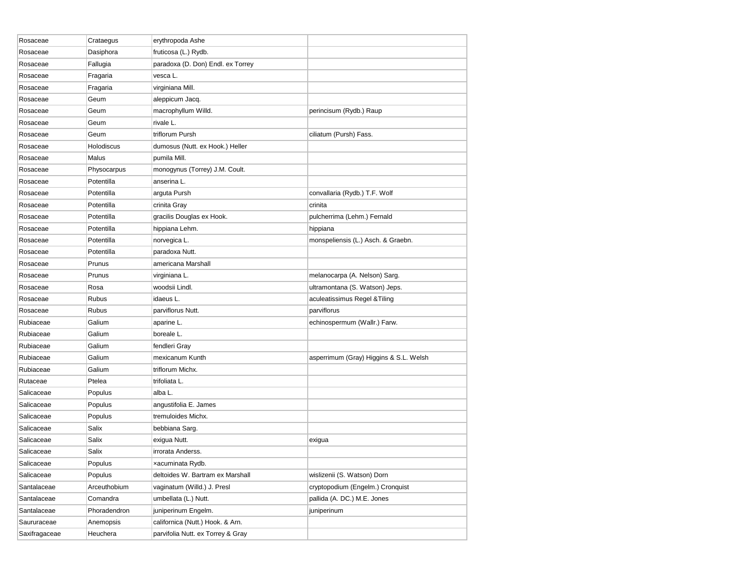| | | | |
|---|---|---|---|
| Rosaceae | Crataegus | erythropoda Ashe | |
| Rosaceae | Dasiphora | fruticosa (L.) Rydb. | |
| Rosaceae | Fallugia | paradoxa (D. Don) Endl. ex Torrey | |
| Rosaceae | Fragaria | vesca L. | |
| Rosaceae | Fragaria | virginiana Mill. | |
| Rosaceae | Geum | aleppicum Jacq. | |
| Rosaceae | Geum | macrophyllum Willd. | perincisum (Rydb.) Raup |
| Rosaceae | Geum | rivale L. | |
| Rosaceae | Geum | triflorum Pursh | ciliatum (Pursh) Fass. |
| Rosaceae | Holodiscus | dumosus (Nutt. ex Hook.) Heller | |
| Rosaceae | Malus | pumila Mill. | |
| Rosaceae | Physocarpus | monogynus (Torrey) J.M. Coult. | |
| Rosaceae | Potentilla | anserina L. | |
| Rosaceae | Potentilla | arguta Pursh | convallaria (Rydb.) T.F. Wolf |
| Rosaceae | Potentilla | crinita Gray | crinita |
| Rosaceae | Potentilla | gracilis Douglas ex Hook. | pulcherrima (Lehm.) Fernald |
| Rosaceae | Potentilla | hippiana Lehm. | hippiana |
| Rosaceae | Potentilla | norvegica L. | monspeliensis (L.) Asch. & Graebn. |
| Rosaceae | Potentilla | paradoxa Nutt. | |
| Rosaceae | Prunus | americana Marshall | |
| Rosaceae | Prunus | virginiana L. | melanocarpa (A. Nelson) Sarg. |
| Rosaceae | Rosa | woodsii Lindl. | ultramontana (S. Watson) Jeps. |
| Rosaceae | Rubus | idaeus L. | aculeatissimus Regel &Tiling |
| Rosaceae | Rubus | parviflorus Nutt. | parviflorus |
| Rubiaceae | Galium | aparine L. | echinospermum (Wallr.) Farw. |
| Rubiaceae | Galium | boreale L. | |
| Rubiaceae | Galium | fendleri Gray | |
| Rubiaceae | Galium | mexicanum Kunth | asperrimum (Gray) Higgins & S.L. Welsh |
| Rubiaceae | Galium | triflorum Michx. | |
| Rutaceae | Ptelea | trifoliata L. | |
| Salicaceae | Populus | alba L. | |
| Salicaceae | Populus | angustifolia E. James | |
| Salicaceae | Populus | tremuloides Michx. | |
| Salicaceae | Salix | bebbiana Sarg. | |
| Salicaceae | Salix | exigua Nutt. | exigua |
| Salicaceae | Salix | irrorata Anderss. | |
| Salicaceae | Populus | ×acuminata Rydb. | |
| Salicaceae | Populus | deltoides W. Bartram ex Marshall | wislizenii (S. Watson) Dorn |
| Santalaceae | Arceuthobium | vaginatum (Willd.) J. Presl | cryptopodium (Engelm.) Cronquist |
| Santalaceae | Comandra | umbellata (L.) Nutt. | pallida (A. DC.) M.E. Jones |
| Santalaceae | Phoradendron | juniperinum Engelm. | juniperinum |
| Saururaceae | Anemopsis | californica (Nutt.) Hook. & Arn. | |
| Saxifragaceae | Heuchera | parvifolia Nutt. ex Torrey & Gray | |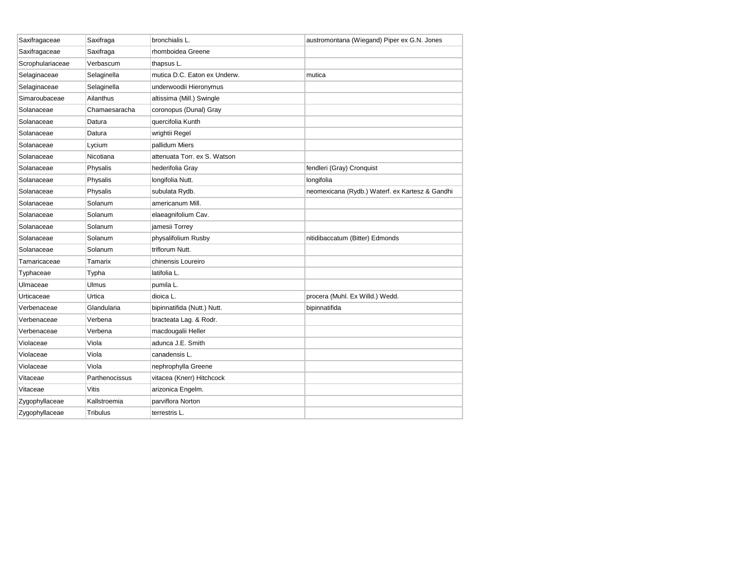| | | | |
|---|---|---|---|
| Saxifragaceae | Saxifraga | bronchialis L. | austromontana (Wiegand) Piper ex G.N. Jones |
| Saxifragaceae | Saxifraga | rhomboidea Greene | |
| Scrophulariaceae | Verbascum | thapsus L. | |
| Selaginaceae | Selaginella | mutica D.C. Eaton ex Underw. | mutica |
| Selaginaceae | Selaginella | underwoodii Hieronymus | |
| Simaroubaceae | Ailanthus | altissima (Mill.) Swingle | |
| Solanaceae | Chamaesaracha | coronopus (Dunal) Gray | |
| Solanaceae | Datura | quercifolia Kunth | |
| Solanaceae | Datura | wrightii Regel | |
| Solanaceae | Lycium | pallidum Miers | |
| Solanaceae | Nicotiana | attenuata Torr. ex S. Watson | |
| Solanaceae | Physalis | hederifolia Gray | fendleri (Gray) Cronquist |
| Solanaceae | Physalis | longifolia Nutt. | longifolia |
| Solanaceae | Physalis | subulata Rydb. | neomexicana (Rydb.) Waterf. ex Kartesz & Gandhi |
| Solanaceae | Solanum | americanum Mill. | |
| Solanaceae | Solanum | elaeagnifolium Cav. | |
| Solanaceae | Solanum | jamesii Torrey | |
| Solanaceae | Solanum | physalifolium Rusby | nitidibaccatum (Bitter) Edmonds |
| Solanaceae | Solanum | triflorum Nutt. | |
| Tamaricaceae | Tamarix | chinensis Loureiro | |
| Typhaceae | Typha | latifolia L. | |
| Ulmaceae | Ulmus | pumila L. | |
| Urticaceae | Urtica | dioica L. | procera (Muhl. Ex Willd.) Wedd. |
| Verbenaceae | Glandularia | bipinnatifida (Nutt.) Nutt. | bipinnatifida |
| Verbenaceae | Verbena | bracteata Lag. & Rodr. | |
| Verbenaceae | Verbena | macdougalii Heller | |
| Violaceae | Viola | adunca J.E. Smith | |
| Violaceae | Viola | canadensis L. | |
| Violaceae | Viola | nephrophylla Greene | |
| Vitaceae | Parthenocissus | vitacea (Knerr) Hitchcock | |
| Vitaceae | Vitis | arizonica Engelm. | |
| Zygophyllaceae | Kallstroemia | parviflora Norton | |
| Zygophyllaceae | Tribulus | terrestris L. | |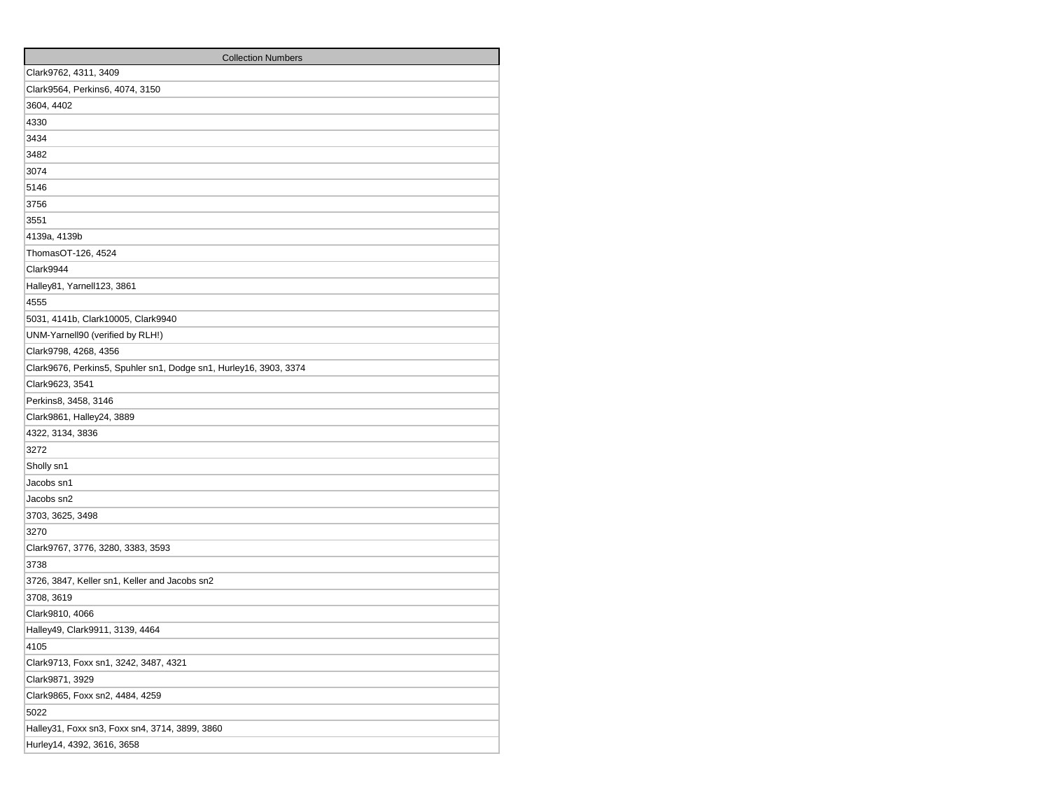| Collection Numbers |
| --- |
| Clark9762, 4311, 3409 |
| Clark9564, Perkins6, 4074, 3150 |
| 3604, 4402 |
| 4330 |
| 3434 |
| 3482 |
| 3074 |
| 5146 |
| 3756 |
| 3551 |
| 4139a, 4139b |
| ThomasOT-126, 4524 |
| Clark9944 |
| Halley81, Yarnell123, 3861 |
| 4555 |
| 5031, 4141b, Clark10005, Clark9940 |
| UNM-Yarnell90 (verified by RLH!) |
| Clark9798, 4268, 4356 |
| Clark9676, Perkins5, Spuhler sn1, Dodge sn1, Hurley16, 3903, 3374 |
| Clark9623, 3541 |
| Perkins8, 3458, 3146 |
| Clark9861, Halley24, 3889 |
| 4322, 3134, 3836 |
| 3272 |
| Sholly sn1 |
| Jacobs sn1 |
| Jacobs sn2 |
| 3703, 3625, 3498 |
| 3270 |
| Clark9767, 3776, 3280, 3383, 3593 |
| 3738 |
| 3726, 3847, Keller sn1, Keller and Jacobs sn2 |
| 3708, 3619 |
| Clark9810, 4066 |
| Halley49, Clark9911, 3139, 4464 |
| 4105 |
| Clark9713, Foxx sn1, 3242, 3487, 4321 |
| Clark9871, 3929 |
| Clark9865, Foxx sn2, 4484, 4259 |
| 5022 |
| Halley31, Foxx sn3, Foxx sn4, 3714, 3899, 3860 |
| Hurley14, 4392, 3616, 3658 |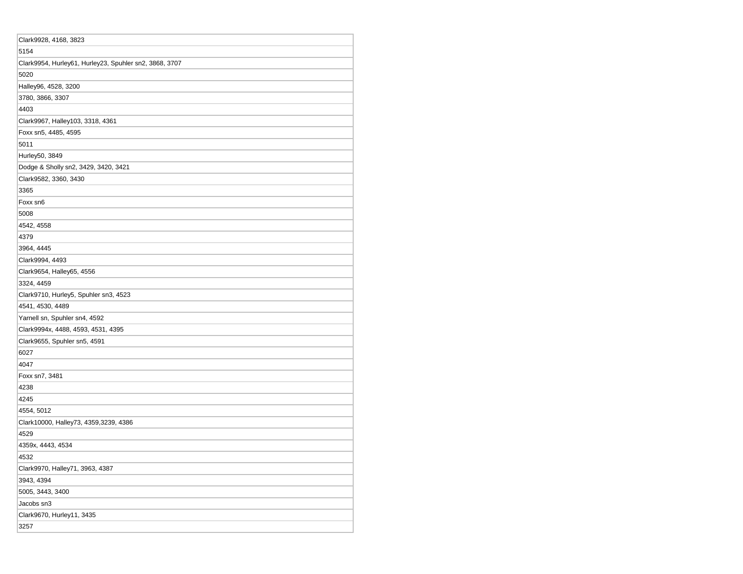| |
|---|
| Clark9928, 4168, 3823 |
| 5154 |
| Clark9954, Hurley61, Hurley23, Spuhler sn2, 3868, 3707 |
| 5020 |
| Halley96, 4528, 3200 |
| 3780, 3866, 3307 |
| 4403 |
| Clark9967, Halley103, 3318, 4361 |
| Foxx sn5, 4485, 4595 |
| 5011 |
| Hurley50, 3849 |
| Dodge & Sholly sn2, 3429, 3420, 3421 |
| Clark9582, 3360, 3430 |
| 3365 |
| Foxx sn6 |
| 5008 |
| 4542, 4558 |
| 4379 |
| 3964, 4445 |
| Clark9994, 4493 |
| Clark9654, Halley65, 4556 |
| 3324, 4459 |
| Clark9710, Hurley5, Spuhler sn3, 4523 |
| 4541, 4530, 4489 |
| Yarnell sn, Spuhler sn4, 4592 |
| Clark9994x, 4488, 4593, 4531, 4395 |
| Clark9655, Spuhler sn5, 4591 |
| 6027 |
| 4047 |
| Foxx sn7, 3481 |
| 4238 |
| 4245 |
| 4554, 5012 |
| Clark10000, Halley73, 4359,3239, 4386 |
| 4529 |
| 4359x, 4443, 4534 |
| 4532 |
| Clark9970, Halley71, 3963, 4387 |
| 3943, 4394 |
| 5005, 3443, 3400 |
| Jacobs sn3 |
| Clark9670, Hurley11, 3435 |
| 3257 |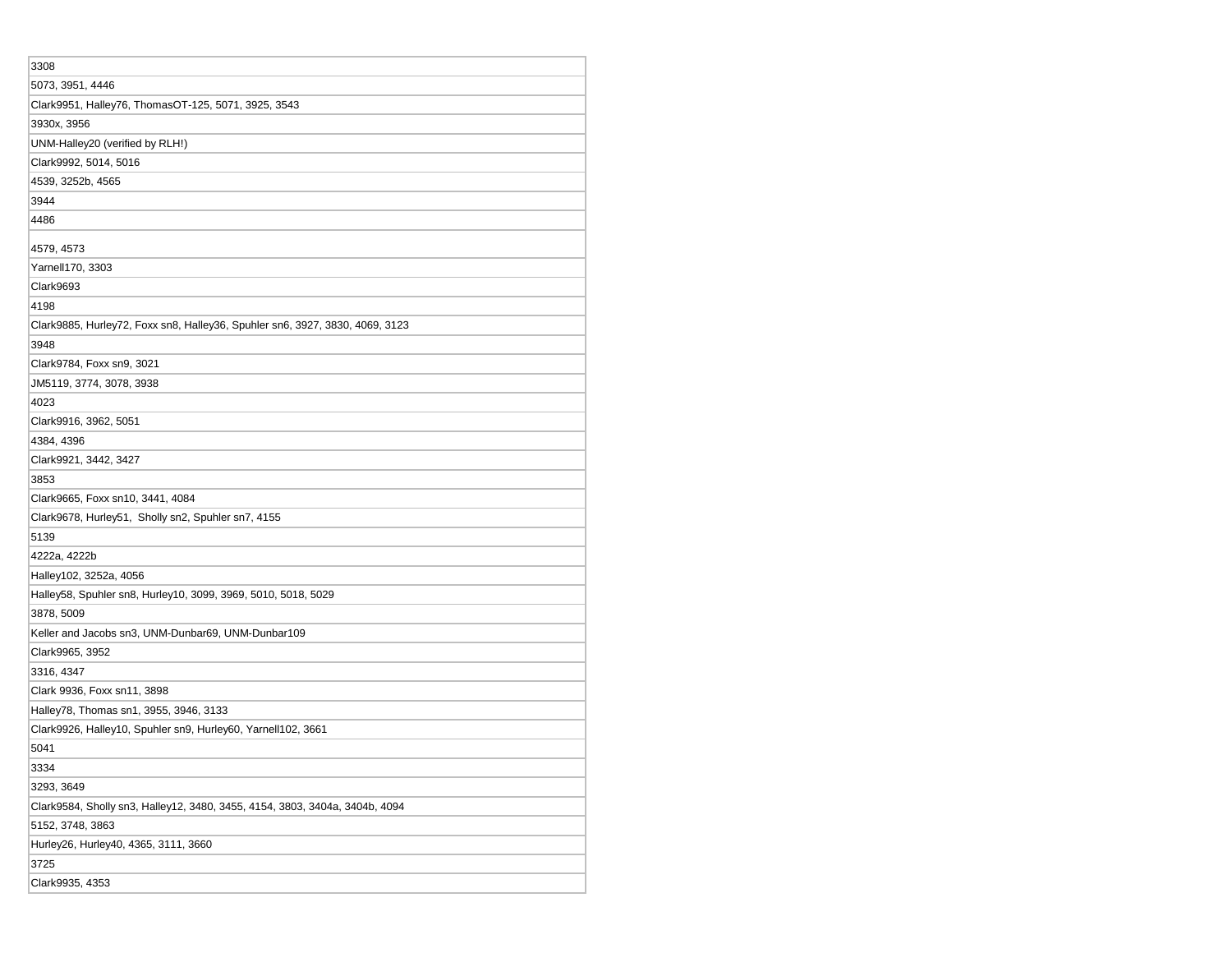| |
|---|
| 3308 |
| 5073, 3951, 4446 |
| Clark9951, Halley76, ThomasOT-125, 5071, 3925, 3543 |
| 3930x, 3956 |
| UNM-Halley20 (verified by RLH!) |
| Clark9992, 5014, 5016 |
| 4539, 3252b, 4565 |
| 3944 |
| 4486 |
| 4579, 4573 |
| Yarnell170, 3303 |
| Clark9693 |
| 4198 |
| Clark9885, Hurley72, Foxx sn8, Halley36, Spuhler sn6, 3927, 3830, 4069, 3123 |
| 3948 |
| Clark9784, Foxx sn9, 3021 |
| JM5119, 3774, 3078, 3938 |
| 4023 |
| Clark9916, 3962, 5051 |
| 4384, 4396 |
| Clark9921, 3442, 3427 |
| 3853 |
| Clark9665, Foxx sn10, 3441, 4084 |
| Clark9678, Hurley51, Sholly sn2, Spuhler sn7, 4155 |
| 5139 |
| 4222a, 4222b |
| Halley102, 3252a, 4056 |
| Halley58, Spuhler sn8, Hurley10, 3099, 3969, 5010, 5018, 5029 |
| 3878, 5009 |
| Keller and Jacobs sn3, UNM-Dunbar69, UNM-Dunbar109 |
| Clark9965, 3952 |
| 3316, 4347 |
| Clark 9936, Foxx sn11, 3898 |
| Halley78, Thomas sn1, 3955, 3946, 3133 |
| Clark9926, Halley10, Spuhler sn9, Hurley60, Yarnell102, 3661 |
| 5041 |
| 3334 |
| 3293, 3649 |
| Clark9584, Sholly sn3, Halley12, 3480, 3455, 4154, 3803, 3404a, 3404b, 4094 |
| 5152, 3748, 3863 |
| Hurley26, Hurley40, 4365, 3111, 3660 |
| 3725 |
| Clark9935, 4353 |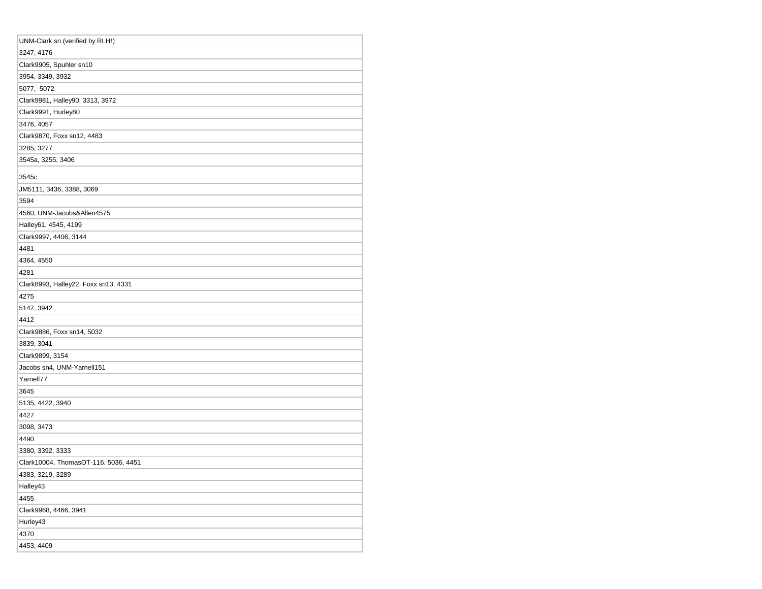| |
|---|
| UNM-Clark sn (verified by RLH!) |
| 3247, 4176 |
| Clark9905, Spuhler sn10 |
| 3954, 3349, 3932 |
| 5077,  5072 |
| Clark9981, Halley90, 3313, 3972 |
| Clark9991, Hurley80 |
| 3476, 4057 |
| Clark9870, Foxx sn12, 4483 |
| 3285, 3277 |
| 3545a, 3255, 3406 |
| 3545c |
| JM5111, 3436, 3388, 3069 |
| 3594 |
| 4560, UNM-Jacobs&Allen4575 |
| Halley61, 4545, 4199 |
| Clark9997, 4406, 3144 |
| 4481 |
| 4364, 4550 |
| 4281 |
| Clark8993, Halley22, Foxx sn13, 4331 |
| 4275 |
| 5147, 3942 |
| 4412 |
| Clark9886, Foxx sn14, 5032 |
| 3839, 3041 |
| Clark9899, 3154 |
| Jacobs sn4, UNM-Yarnell151 |
| Yarnell77 |
| 3645 |
| 5135, 4422, 3940 |
| 4427 |
| 3098, 3473 |
| 4490 |
| 3380, 3392, 3333 |
| Clark10004, ThomasOT-116, 5036, 4451 |
| 4383, 3219, 3289 |
| Halley43 |
| 4455 |
| Clark9968, 4466, 3941 |
| Hurley43 |
| 4370 |
| 4453, 4409 |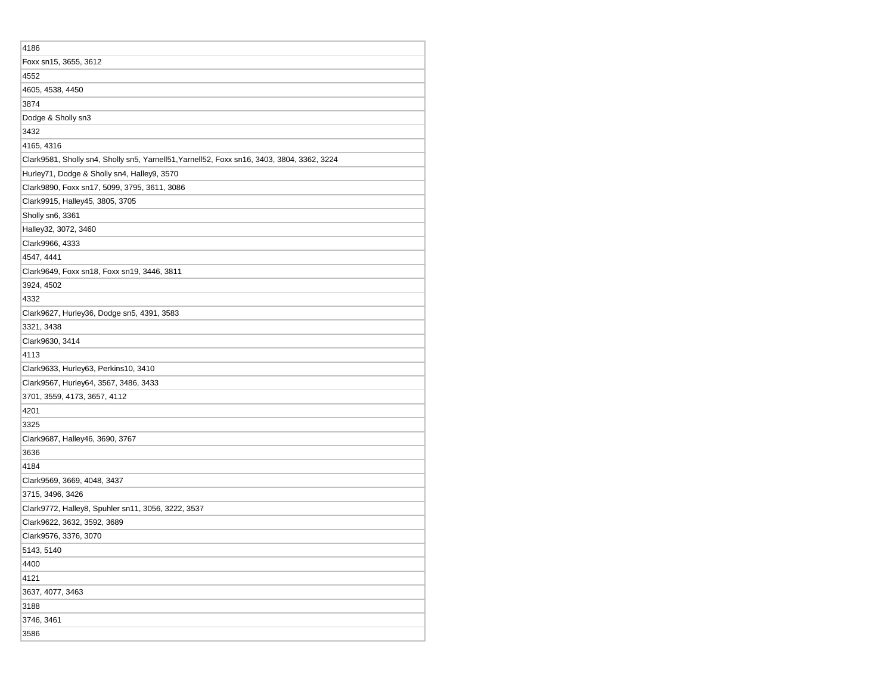| |
|---|
| 4186 |
| Foxx sn15, 3655, 3612 |
| 4552 |
| 4605, 4538, 4450 |
| 3874 |
| Dodge & Sholly sn3 |
| 3432 |
| 4165, 4316 |
| Clark9581, Sholly sn4, Sholly sn5, Yarnell51,Yarnell52, Foxx sn16, 3403, 3804, 3362, 3224 |
| Hurley71, Dodge & Sholly sn4, Halley9, 3570 |
| Clark9890, Foxx sn17, 5099, 3795, 3611, 3086 |
| Clark9915, Halley45, 3805, 3705 |
| Sholly sn6, 3361 |
| Halley32, 3072, 3460 |
| Clark9966, 4333 |
| 4547, 4441 |
| Clark9649, Foxx sn18, Foxx sn19, 3446, 3811 |
| 3924, 4502 |
| 4332 |
| Clark9627, Hurley36, Dodge sn5, 4391, 3583 |
| 3321, 3438 |
| Clark9630, 3414 |
| 4113 |
| Clark9633, Hurley63, Perkins10, 3410 |
| Clark9567, Hurley64, 3567, 3486, 3433 |
| 3701, 3559, 4173, 3657, 4112 |
| 4201 |
| 3325 |
| Clark9687, Halley46, 3690, 3767 |
| 3636 |
| 4184 |
| Clark9569, 3669, 4048, 3437 |
| 3715, 3496, 3426 |
| Clark9772, Halley8, Spuhler sn11, 3056, 3222, 3537 |
| Clark9622, 3632, 3592, 3689 |
| Clark9576, 3376, 3070 |
| 5143, 5140 |
| 4400 |
| 4121 |
| 3637, 4077, 3463 |
| 3188 |
| 3746, 3461 |
| 3586 |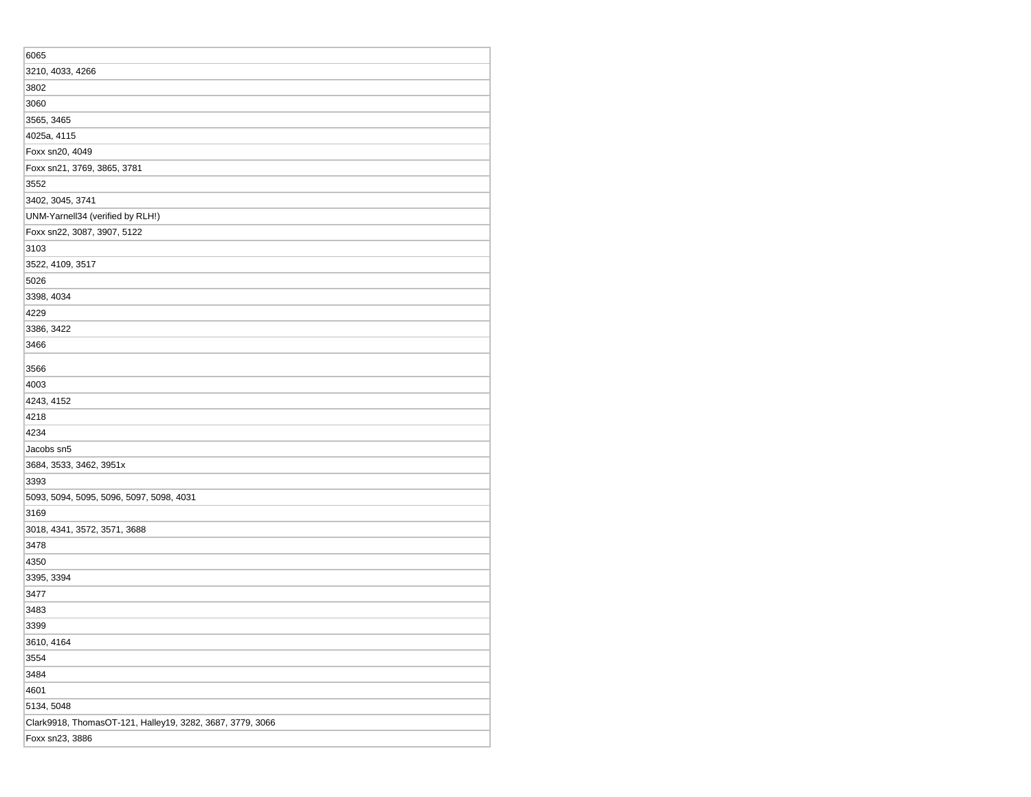| |
|---|
| 6065 |
| 3210, 4033, 4266 |
| 3802 |
| 3060 |
| 3565, 3465 |
| 4025a, 4115 |
| Foxx sn20, 4049 |
| Foxx sn21, 3769, 3865, 3781 |
| 3552 |
| 3402, 3045, 3741 |
| UNM-Yarnell34 (verified by RLH!) |
| Foxx sn22, 3087, 3907, 5122 |
| 3103 |
| 3522, 4109, 3517 |
| 5026 |
| 3398, 4034 |
| 4229 |
| 3386, 3422 |
| 3466 |
| 3566 |
| 4003 |
| 4243, 4152 |
| 4218 |
| 4234 |
| Jacobs sn5 |
| 3684, 3533, 3462, 3951x |
| 3393 |
| 5093, 5094, 5095, 5096, 5097, 5098, 4031 |
| 3169 |
| 3018, 4341, 3572, 3571, 3688 |
| 3478 |
| 4350 |
| 3395, 3394 |
| 3477 |
| 3483 |
| 3399 |
| 3610, 4164 |
| 3554 |
| 3484 |
| 4601 |
| 5134, 5048 |
| Clark9918, ThomasOT-121, Halley19, 3282, 3687, 3779, 3066 |
| Foxx sn23, 3886 |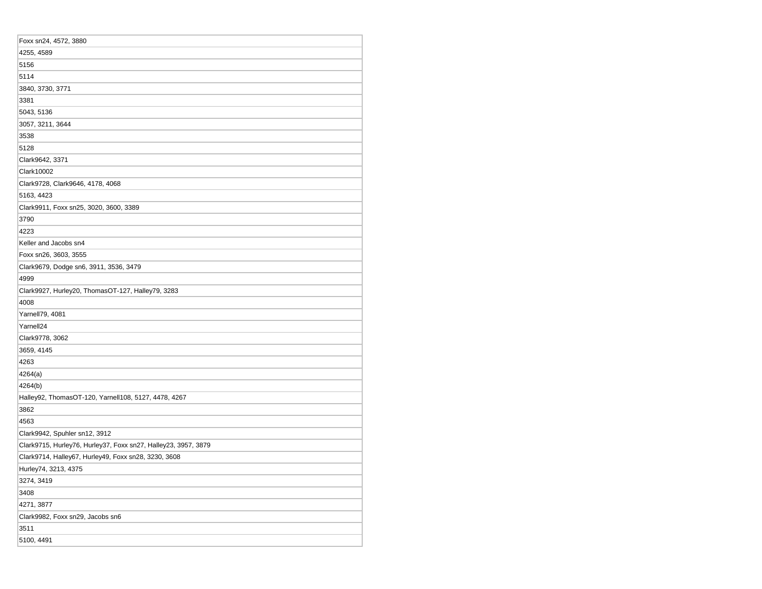| |
|---|
| Foxx sn24, 4572, 3880 |
| 4255, 4589 |
| 5156 |
| 5114 |
| 3840, 3730, 3771 |
| 3381 |
| 5043, 5136 |
| 3057, 3211, 3644 |
| 3538 |
| 5128 |
| Clark9642, 3371 |
| Clark10002 |
| Clark9728, Clark9646, 4178, 4068 |
| 5163, 4423 |
| Clark9911, Foxx sn25, 3020, 3600, 3389 |
| 3790 |
| 4223 |
| Keller and Jacobs sn4 |
| Foxx sn26, 3603, 3555 |
| Clark9679, Dodge sn6, 3911, 3536, 3479 |
| 4999 |
| Clark9927, Hurley20, ThomasOT-127, Halley79, 3283 |
| 4008 |
| Yarnell79, 4081 |
| Yarnell24 |
| Clark9778, 3062 |
| 3659, 4145 |
| 4263 |
| 4264(a) |
| 4264(b) |
| Halley92, ThomasOT-120, Yarnell108, 5127, 4478, 4267 |
| 3862 |
| 4563 |
| Clark9942, Spuhler sn12, 3912 |
| Clark9715, Hurley76, Hurley37, Foxx sn27, Halley23, 3957, 3879 |
| Clark9714, Halley67, Hurley49, Foxx sn28, 3230, 3608 |
| Hurley74, 3213, 4375 |
| 3274, 3419 |
| 3408 |
| 4271, 3877 |
| Clark9982, Foxx sn29, Jacobs sn6 |
| 3511 |
| 5100, 4491 |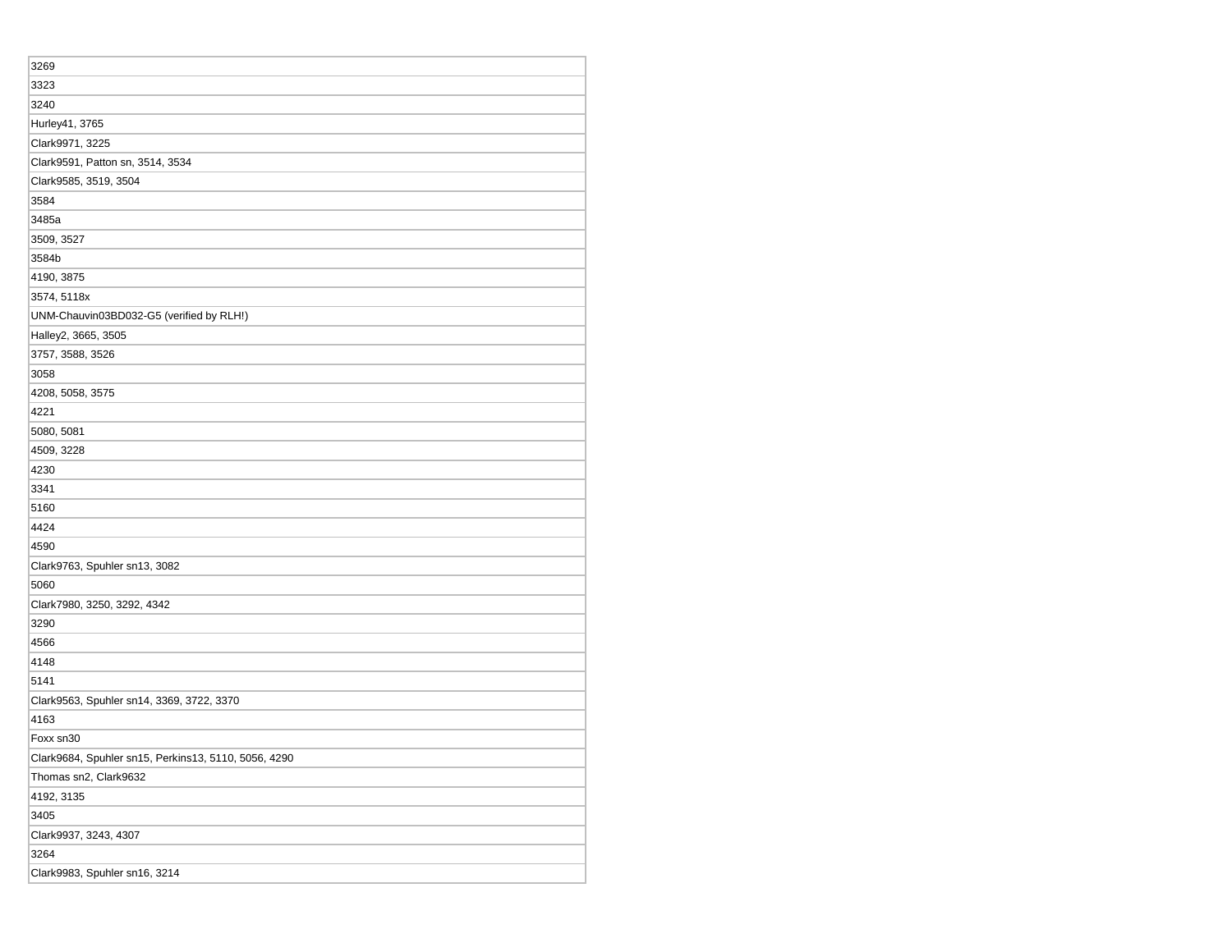| |
|---|
| 3269 |
| 3323 |
| 3240 |
| Hurley41, 3765 |
| Clark9971, 3225 |
| Clark9591, Patton sn, 3514, 3534 |
| Clark9585, 3519, 3504 |
| 3584 |
| 3485a |
| 3509, 3527 |
| 3584b |
| 4190, 3875 |
| 3574, 5118x |
| UNM-Chauvin03BD032-G5 (verified by RLH!) |
| Halley2, 3665, 3505 |
| 3757, 3588, 3526 |
| 3058 |
| 4208, 5058, 3575 |
| 4221 |
| 5080, 5081 |
| 4509, 3228 |
| 4230 |
| 3341 |
| 5160 |
| 4424 |
| 4590 |
| Clark9763, Spuhler sn13, 3082 |
| 5060 |
| Clark7980, 3250, 3292, 4342 |
| 3290 |
| 4566 |
| 4148 |
| 5141 |
| Clark9563, Spuhler sn14, 3369, 3722, 3370 |
| 4163 |
| Foxx sn30 |
| Clark9684, Spuhler sn15, Perkins13, 5110, 5056, 4290 |
| Thomas sn2, Clark9632 |
| 4192, 3135 |
| 3405 |
| Clark9937, 3243, 4307 |
| 3264 |
| Clark9983, Spuhler sn16, 3214 |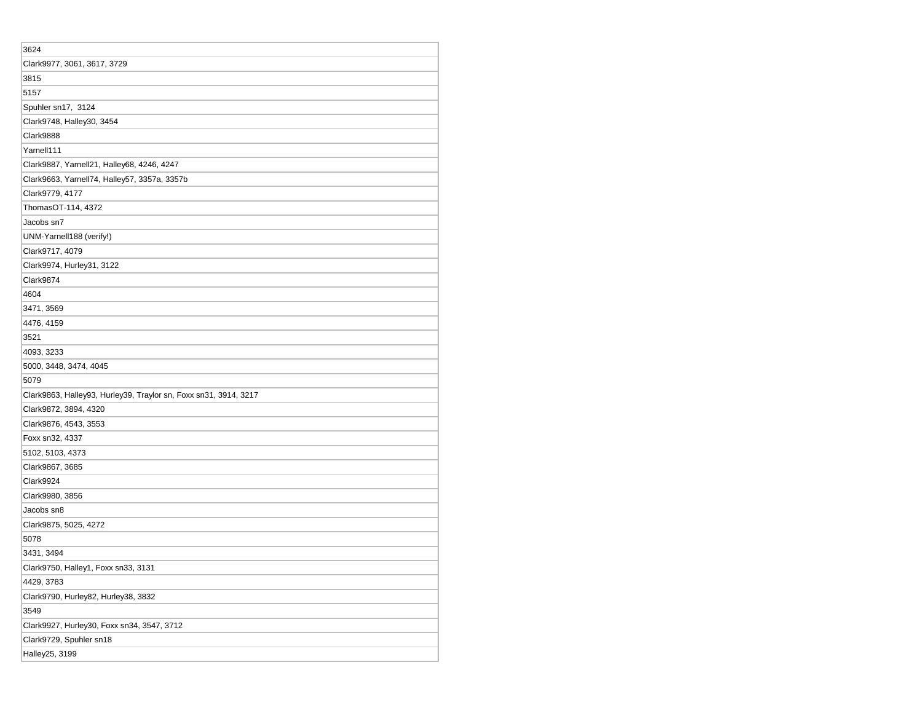| |
|---|
| 3624 |
| Clark9977, 3061, 3617, 3729 |
| 3815 |
| 5157 |
| Spuhler sn17,  3124 |
| Clark9748, Halley30, 3454 |
| Clark9888 |
| Yarnell111 |
| Clark9887, Yarnell21, Halley68, 4246, 4247 |
| Clark9663, Yarnell74, Halley57, 3357a, 3357b |
| Clark9779, 4177 |
| ThomasOT-114, 4372 |
| Jacobs sn7 |
| UNM-Yarnell188 (verify!) |
| Clark9717, 4079 |
| Clark9974, Hurley31, 3122 |
| Clark9874 |
| 4604 |
| 3471, 3569 |
| 4476, 4159 |
| 3521 |
| 4093, 3233 |
| 5000, 3448, 3474, 4045 |
| 5079 |
| Clark9863, Halley93, Hurley39, Traylor sn, Foxx sn31, 3914, 3217 |
| Clark9872, 3894, 4320 |
| Clark9876, 4543, 3553 |
| Foxx sn32, 4337 |
| 5102, 5103, 4373 |
| Clark9867, 3685 |
| Clark9924 |
| Clark9980, 3856 |
| Jacobs sn8 |
| Clark9875, 5025, 4272 |
| 5078 |
| 3431, 3494 |
| Clark9750, Halley1, Foxx sn33, 3131 |
| 4429, 3783 |
| Clark9790, Hurley82, Hurley38, 3832 |
| 3549 |
| Clark9927, Hurley30, Foxx sn34, 3547, 3712 |
| Clark9729, Spuhler sn18 |
| Halley25, 3199 |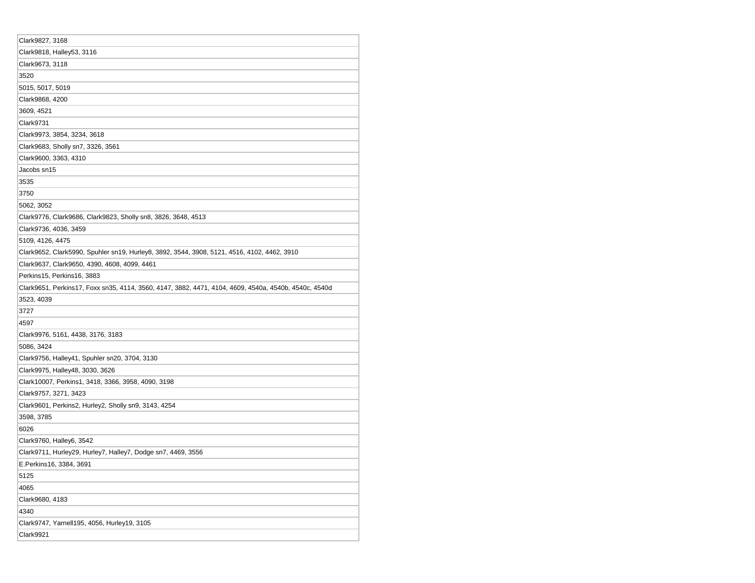| Clark9827, 3168 |
|---|
| Clark9818, Halley53, 3116 |
| Clark9673, 3118 |
| 3520 |
| 5015, 5017, 5019 |
| Clark9868, 4200 |
| 3609, 4521 |
| Clark9731 |
| Clark9973, 3854, 3234, 3618 |
| Clark9683, Sholly sn7, 3326, 3561 |
| Clark9600, 3363, 4310 |
| Jacobs sn15 |
| 3535 |
| 3750 |
| 5062, 3052 |
| Clark9776, Clark9686, Clark9823, Sholly sn8, 3826, 3648, 4513 |
| Clark9736, 4036, 3459 |
| 5109, 4126, 4475 |
| Clark9652, Clark5990, Spuhler sn19, Hurley8, 3892, 3544, 3908, 5121, 4516, 4102, 4462, 3910 |
| Clark9637, Clark9650, 4390, 4608, 4099, 4461 |
| Perkins15, Perkins16, 3883 |
| Clark9651, Perkins17, Foxx sn35, 4114, 3560, 4147, 3882, 4471, 4104, 4609, 4540a, 4540b, 4540c, 4540d |
| 3523, 4039 |
| 3727 |
| 4597 |
| Clark9976, 5161, 4438, 3176, 3183 |
| 5086, 3424 |
| Clark9756, Halley41, Spuhler sn20, 3704, 3130 |
| Clark9975, Halley48, 3030, 3626 |
| Clark10007, Perkins1, 3418, 3366, 3958, 4090, 3198 |
| Clark9757, 3271, 3423 |
| Clark9601, Perkins2, Hurley2, Sholly sn9, 3143, 4254 |
| 3598, 3785 |
| 6026 |
| Clark9760, Halley6, 3542 |
| Clark9711, Hurley29, Hurley7, Halley7, Dodge sn7, 4469, 3556 |
| E.Perkins16, 3384, 3691 |
| 5125 |
| 4065 |
| Clark9680, 4183 |
| 4340 |
| Clark9747, Yarnell195, 4056, Hurley19, 3105 |
| Clark9921 |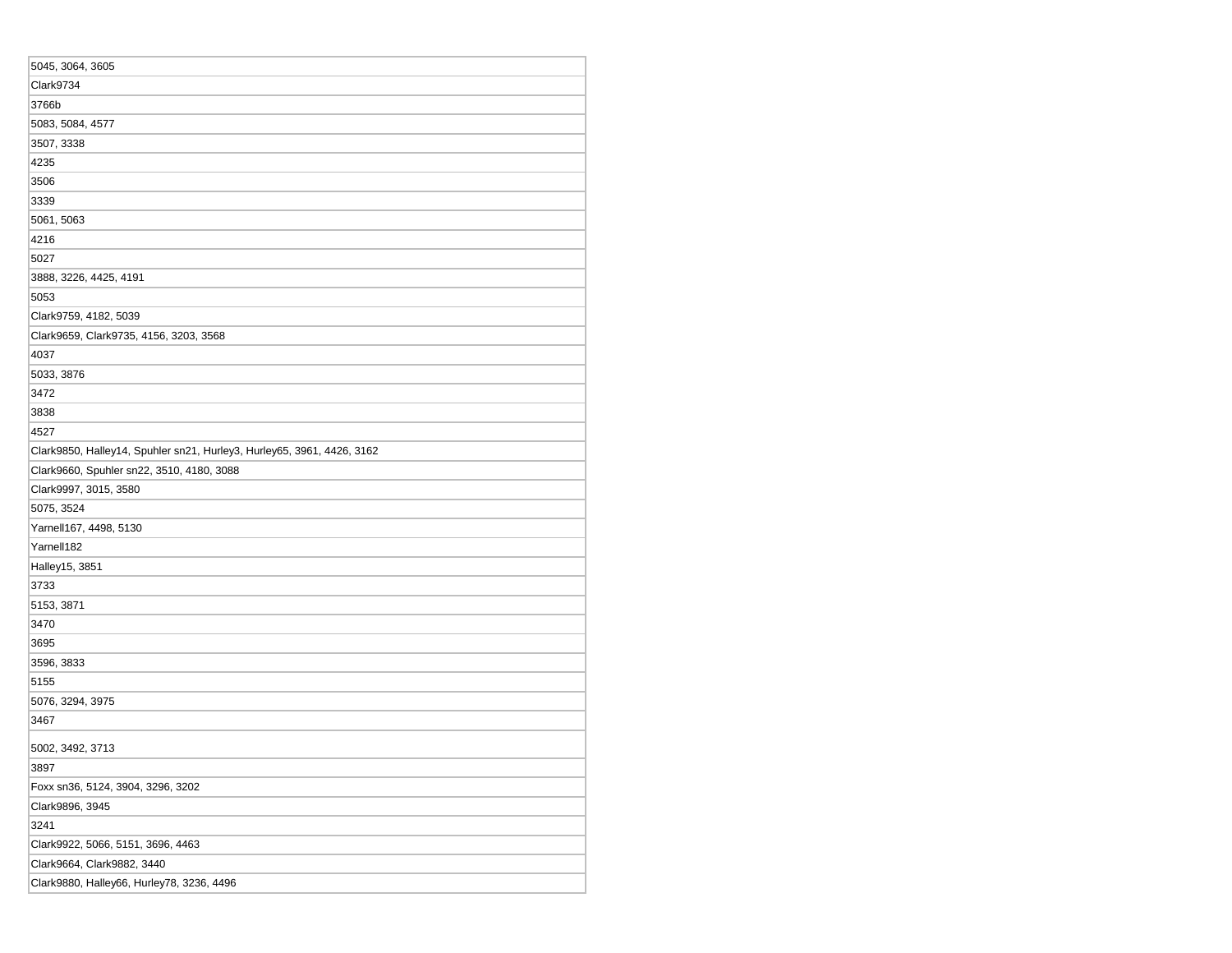| |
|---|
| 5045, 3064, 3605 |
| Clark9734 |
| 3766b |
| 5083, 5084, 4577 |
| 3507, 3338 |
| 4235 |
| 3506 |
| 3339 |
| 5061, 5063 |
| 4216 |
| 5027 |
| 3888, 3226, 4425, 4191 |
| 5053 |
| Clark9759, 4182, 5039 |
| Clark9659, Clark9735, 4156, 3203, 3568 |
| 4037 |
| 5033, 3876 |
| 3472 |
| 3838 |
| 4527 |
| Clark9850, Halley14, Spuhler sn21, Hurley3, Hurley65, 3961, 4426, 3162 |
| Clark9660, Spuhler sn22, 3510, 4180, 3088 |
| Clark9997, 3015, 3580 |
| 5075, 3524 |
| Yarnell167, 4498, 5130 |
| Yarnell182 |
| Halley15, 3851 |
| 3733 |
| 5153, 3871 |
| 3470 |
| 3695 |
| 3596, 3833 |
| 5155 |
| 5076, 3294, 3975 |
| 3467 |
| 5002, 3492, 3713 |
| 3897 |
| Foxx sn36, 5124, 3904, 3296, 3202 |
| Clark9896, 3945 |
| 3241 |
| Clark9922, 5066, 5151, 3696, 4463 |
| Clark9664, Clark9882, 3440 |
| Clark9880, Halley66, Hurley78, 3236, 4496 |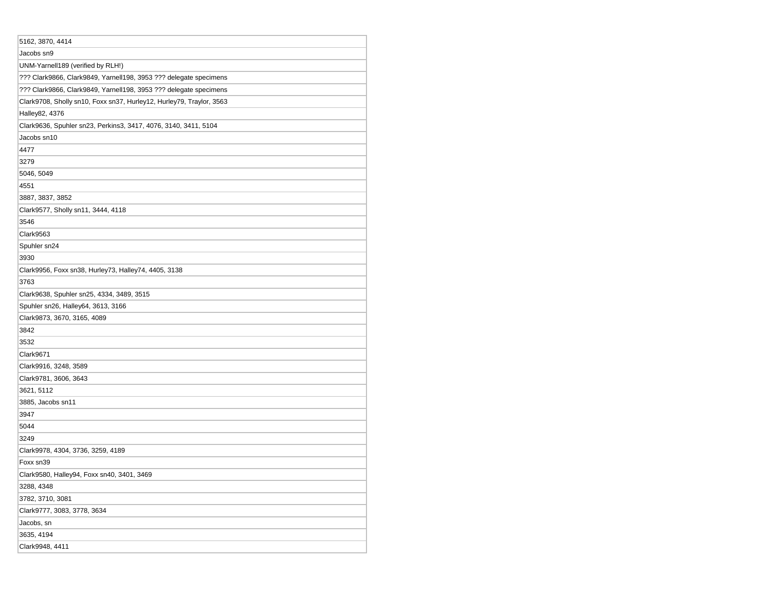| |
|---|
| 5162, 3870, 4414 |
| Jacobs sn9 |
| UNM-Yarnell189 (verified by RLH!) |
| ??? Clark9866, Clark9849, Yarnell198, 3953 ??? delegate specimens |
| ??? Clark9866, Clark9849, Yarnell198, 3953 ??? delegate specimens |
| Clark9708, Sholly sn10, Foxx sn37, Hurley12, Hurley79, Traylor, 3563 |
| Halley82, 4376 |
| Clark9636, Spuhler sn23, Perkins3, 3417, 4076, 3140, 3411, 5104 |
| Jacobs sn10 |
| 4477 |
| 3279 |
| 5046, 5049 |
| 4551 |
| 3887, 3837, 3852 |
| Clark9577, Sholly sn11, 3444, 4118 |
| 3546 |
| Clark9563 |
| Spuhler sn24 |
| 3930 |
| Clark9956, Foxx sn38, Hurley73, Halley74, 4405, 3138 |
| 3763 |
| Clark9638, Spuhler sn25, 4334, 3489, 3515 |
| Spuhler sn26, Halley64, 3613, 3166 |
| Clark9873, 3670, 3165, 4089 |
| 3842 |
| 3532 |
| Clark9671 |
| Clark9916, 3248, 3589 |
| Clark9781, 3606, 3643 |
| 3621, 5112 |
| 3885, Jacobs sn11 |
| 3947 |
| 5044 |
| 3249 |
| Clark9978, 4304, 3736, 3259, 4189 |
| Foxx sn39 |
| Clark9580, Halley94, Foxx sn40, 3401, 3469 |
| 3288, 4348 |
| 3782, 3710, 3081 |
| Clark9777, 3083, 3778, 3634 |
| Jacobs, sn |
| 3635, 4194 |
| Clark9948, 4411 |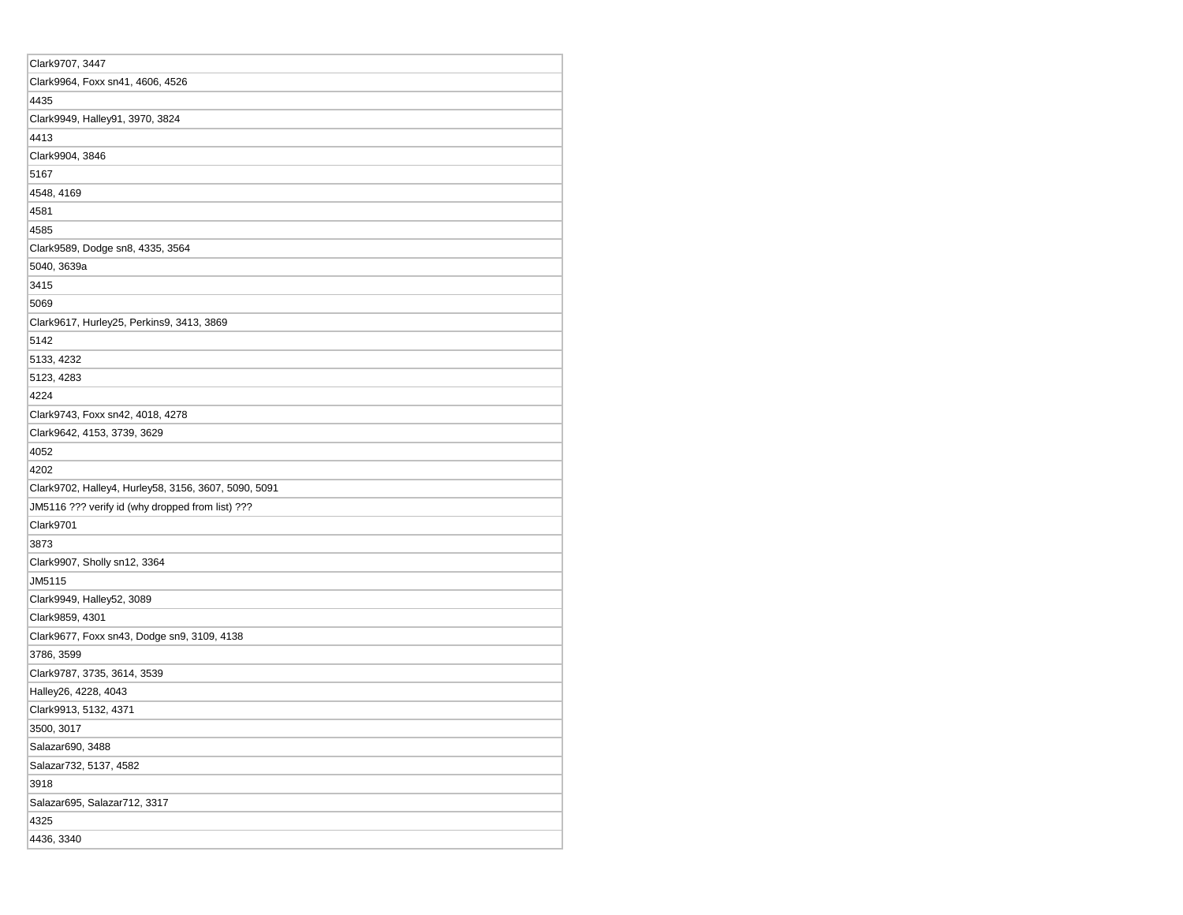| |
|---|
| Clark9707, 3447 |
| Clark9964, Foxx sn41, 4606, 4526 |
| 4435 |
| Clark9949, Halley91, 3970, 3824 |
| 4413 |
| Clark9904, 3846 |
| 5167 |
| 4548, 4169 |
| 4581 |
| 4585 |
| Clark9589, Dodge sn8, 4335, 3564 |
| 5040, 3639a |
| 3415 |
| 5069 |
| Clark9617, Hurley25, Perkins9, 3413, 3869 |
| 5142 |
| 5133, 4232 |
| 5123, 4283 |
| 4224 |
| Clark9743, Foxx sn42, 4018, 4278 |
| Clark9642, 4153, 3739, 3629 |
| 4052 |
| 4202 |
| Clark9702, Halley4, Hurley58, 3156, 3607, 5090, 5091 |
| JM5116 ??? verify id (why dropped from list) ??? |
| Clark9701 |
| 3873 |
| Clark9907, Sholly sn12, 3364 |
| JM5115 |
| Clark9949, Halley52, 3089 |
| Clark9859, 4301 |
| Clark9677, Foxx sn43, Dodge sn9, 3109, 4138 |
| 3786, 3599 |
| Clark9787, 3735, 3614, 3539 |
| Halley26, 4228, 4043 |
| Clark9913, 5132, 4371 |
| 3500, 3017 |
| Salazar690, 3488 |
| Salazar732, 5137, 4582 |
| 3918 |
| Salazar695, Salazar712, 3317 |
| 4325 |
| 4436, 3340 |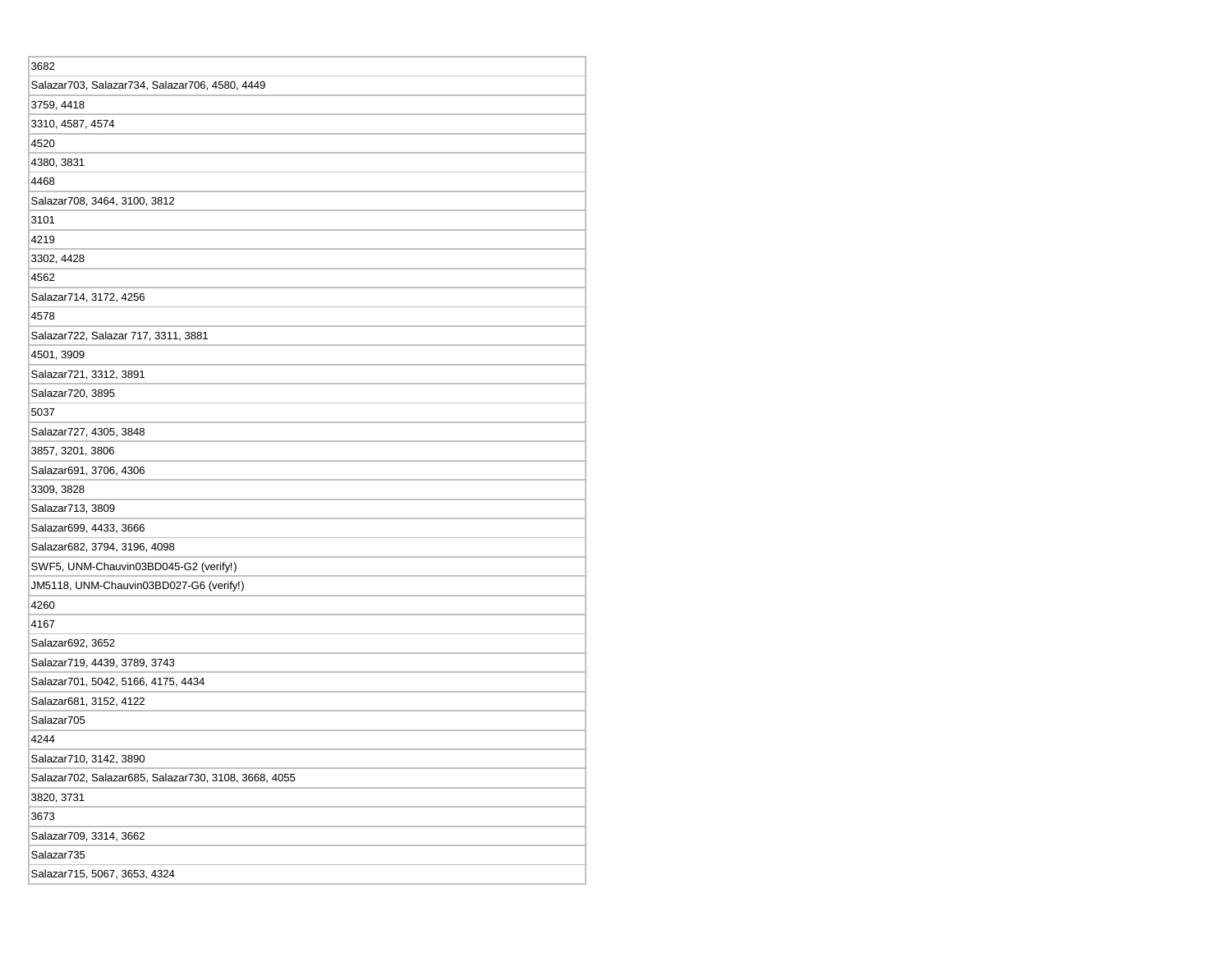| |
| --- |
| 3682 |
| Salazar703, Salazar734, Salazar706, 4580, 4449 |
| 3759, 4418 |
| 3310, 4587, 4574 |
| 4520 |
| 4380, 3831 |
| 4468 |
| Salazar708, 3464, 3100, 3812 |
| 3101 |
| 4219 |
| 3302, 4428 |
| 4562 |
| Salazar714, 3172, 4256 |
| 4578 |
| Salazar722, Salazar 717, 3311, 3881 |
| 4501, 3909 |
| Salazar721, 3312, 3891 |
| Salazar720, 3895 |
| 5037 |
| Salazar727, 4305, 3848 |
| 3857, 3201, 3806 |
| Salazar691, 3706, 4306 |
| 3309, 3828 |
| Salazar713, 3809 |
| Salazar699, 4433, 3666 |
| Salazar682, 3794, 3196, 4098 |
| SWF5, UNM-Chauvin03BD045-G2 (verify!) |
| JM5118, UNM-Chauvin03BD027-G6 (verify!) |
| 4260 |
| 4167 |
| Salazar692, 3652 |
| Salazar719, 4439, 3789, 3743 |
| Salazar701, 5042, 5166, 4175, 4434 |
| Salazar681, 3152, 4122 |
| Salazar705 |
| 4244 |
| Salazar710, 3142, 3890 |
| Salazar702, Salazar685, Salazar730, 3108, 3668, 4055 |
| 3820, 3731 |
| 3673 |
| Salazar709, 3314, 3662 |
| Salazar735 |
| Salazar715, 5067, 3653, 4324 |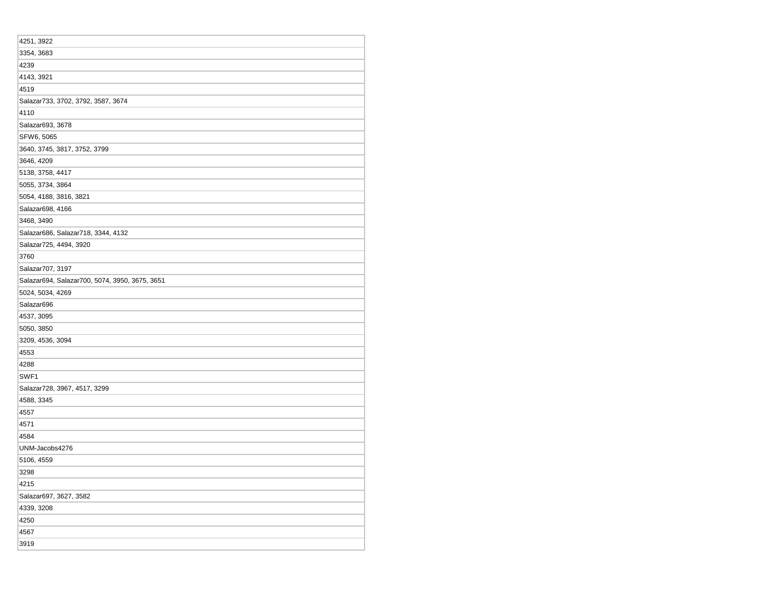| |
|---|
| 4251, 3922 |
| 3354, 3683 |
| 4239 |
| 4143, 3921 |
| 4519 |
| Salazar733, 3702, 3792, 3587, 3674 |
| 4110 |
| Salazar693, 3678 |
| SFW6, 5065 |
| 3640, 3745, 3817, 3752, 3799 |
| 3646, 4209 |
| 5138, 3758, 4417 |
| 5055, 3734, 3864 |
| 5054, 4188, 3816, 3821 |
| Salazar698, 4166 |
| 3468, 3490 |
| Salazar686, Salazar718, 3344, 4132 |
| Salazar725, 4494, 3920 |
| 3760 |
| Salazar707, 3197 |
| Salazar694, Salazar700, 5074, 3950, 3675, 3651 |
| 5024, 5034, 4269 |
| Salazar696 |
| 4537, 3095 |
| 5050, 3850 |
| 3209, 4536, 3094 |
| 4553 |
| 4288 |
| SWF1 |
| Salazar728, 3967, 4517, 3299 |
| 4588, 3345 |
| 4557 |
| 4571 |
| 4584 |
| UNM-Jacobs4276 |
| 5106, 4559 |
| 3298 |
| 4215 |
| Salazar697, 3627, 3582 |
| 4339, 3208 |
| 4250 |
| 4567 |
| 3919 |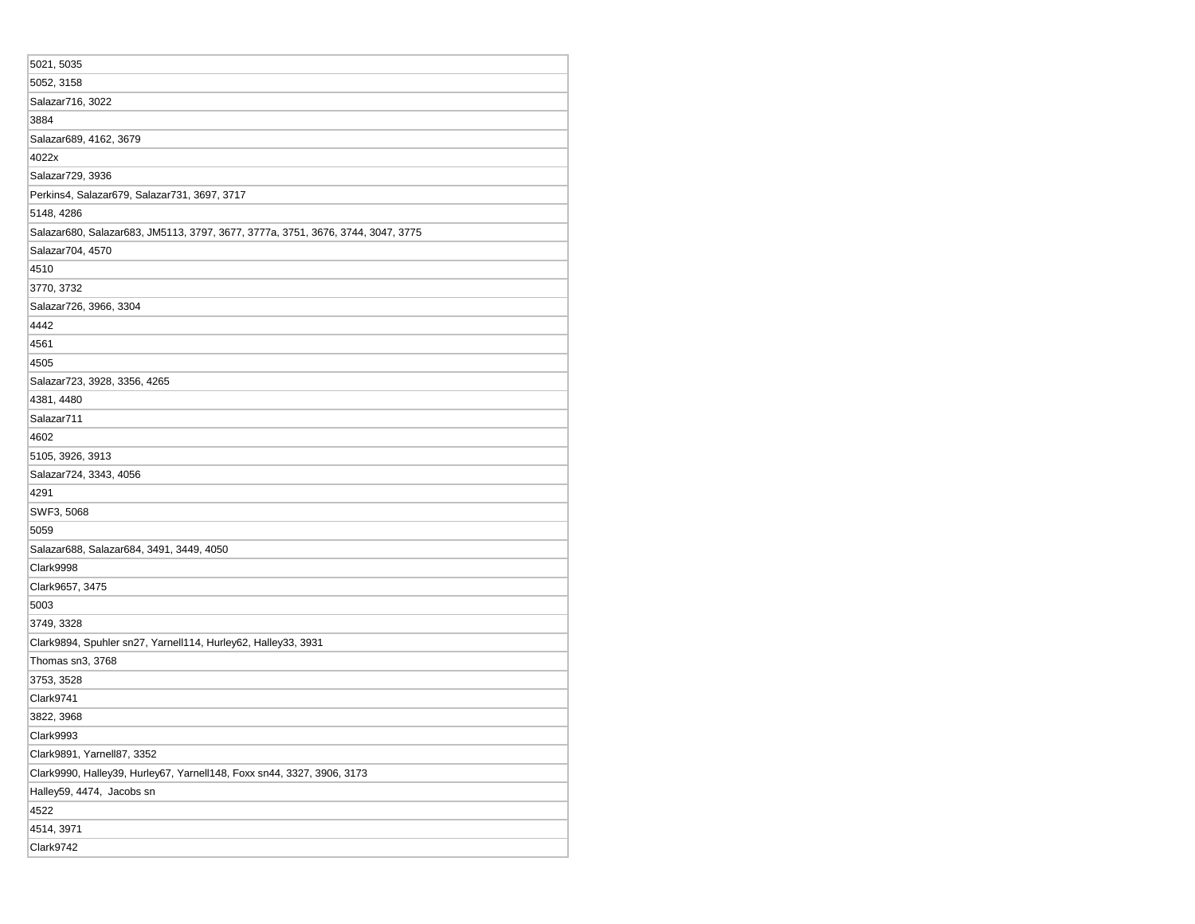| |
|---|
| 5021, 5035 |
| 5052, 3158 |
| Salazar716, 3022 |
| 3884 |
| Salazar689, 4162, 3679 |
| 4022x |
| Salazar729, 3936 |
| Perkins4, Salazar679, Salazar731, 3697, 3717 |
| 5148, 4286 |
| Salazar680, Salazar683, JM5113, 3797, 3677, 3777a, 3751, 3676, 3744, 3047, 3775 |
| Salazar704, 4570 |
| 4510 |
| 3770, 3732 |
| Salazar726, 3966, 3304 |
| 4442 |
| 4561 |
| 4505 |
| Salazar723, 3928, 3356, 4265 |
| 4381, 4480 |
| Salazar711 |
| 4602 |
| 5105, 3926, 3913 |
| Salazar724, 3343, 4056 |
| 4291 |
| SWF3, 5068 |
| 5059 |
| Salazar688, Salazar684, 3491, 3449, 4050 |
| Clark9998 |
| Clark9657, 3475 |
| 5003 |
| 3749, 3328 |
| Clark9894, Spuhler sn27, Yarnell114, Hurley62, Halley33, 3931 |
| Thomas sn3, 3768 |
| 3753, 3528 |
| Clark9741 |
| 3822, 3968 |
| Clark9993 |
| Clark9891, Yarnell87, 3352 |
| Clark9990, Halley39, Hurley67, Yarnell148, Foxx sn44, 3327, 3906, 3173 |
| Halley59, 4474, Jacobs sn |
| 4522 |
| 4514, 3971 |
| Clark9742 |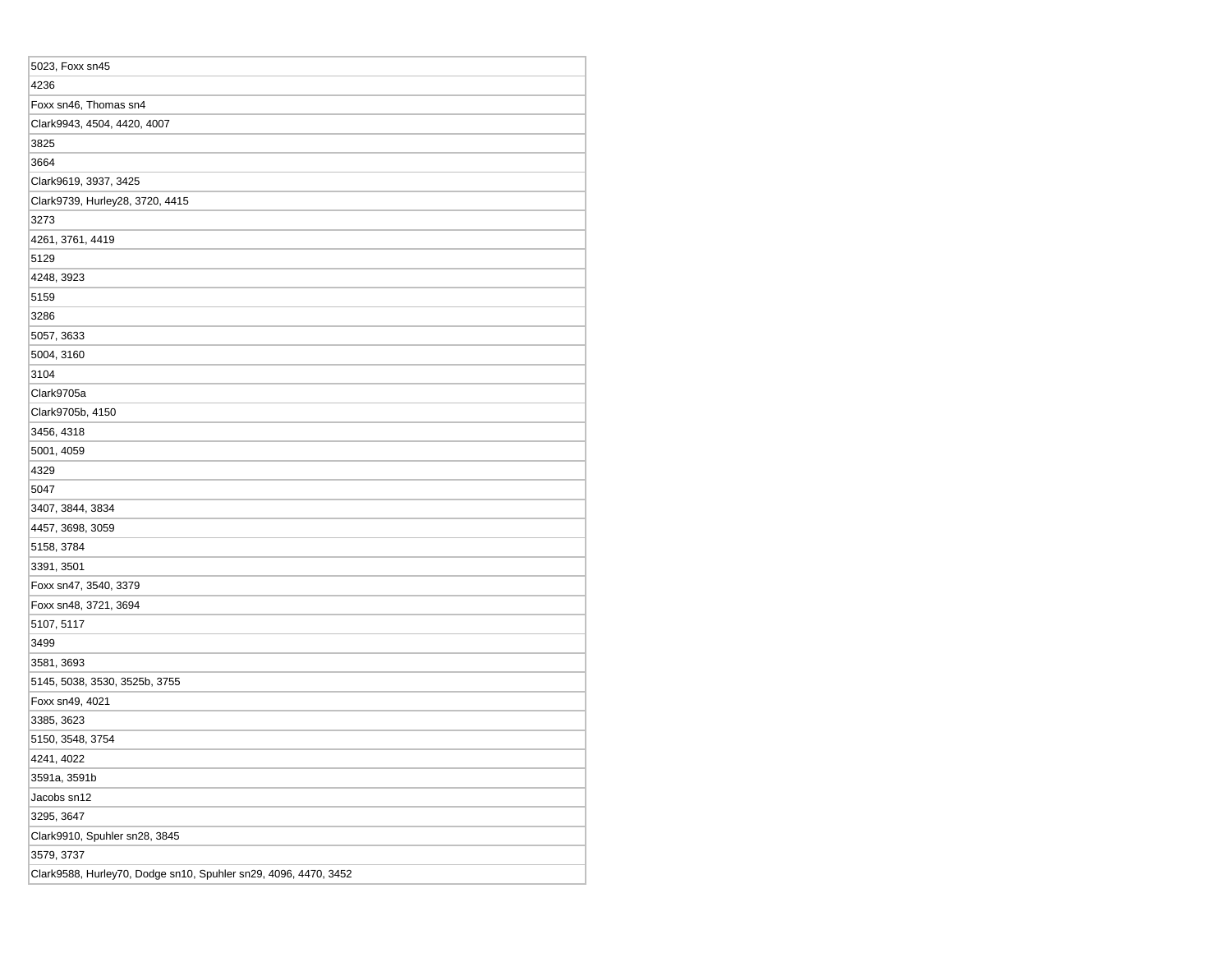| |
|---|
| 5023, Foxx sn45 |
| 4236 |
| Foxx sn46, Thomas sn4 |
| Clark9943, 4504, 4420, 4007 |
| 3825 |
| 3664 |
| Clark9619, 3937, 3425 |
| Clark9739, Hurley28, 3720, 4415 |
| 3273 |
| 4261, 3761, 4419 |
| 5129 |
| 4248, 3923 |
| 5159 |
| 3286 |
| 5057, 3633 |
| 5004, 3160 |
| 3104 |
| Clark9705a |
| Clark9705b, 4150 |
| 3456, 4318 |
| 5001, 4059 |
| 4329 |
| 5047 |
| 3407, 3844, 3834 |
| 4457, 3698, 3059 |
| 5158, 3784 |
| 3391, 3501 |
| Foxx sn47, 3540, 3379 |
| Foxx sn48, 3721, 3694 |
| 5107, 5117 |
| 3499 |
| 3581, 3693 |
| 5145, 5038, 3530, 3525b, 3755 |
| Foxx sn49, 4021 |
| 3385, 3623 |
| 5150, 3548, 3754 |
| 4241, 4022 |
| 3591a, 3591b |
| Jacobs sn12 |
| 3295, 3647 |
| Clark9910, Spuhler sn28, 3845 |
| 3579, 3737 |
| Clark9588, Hurley70, Dodge sn10, Spuhler sn29, 4096, 4470, 3452 |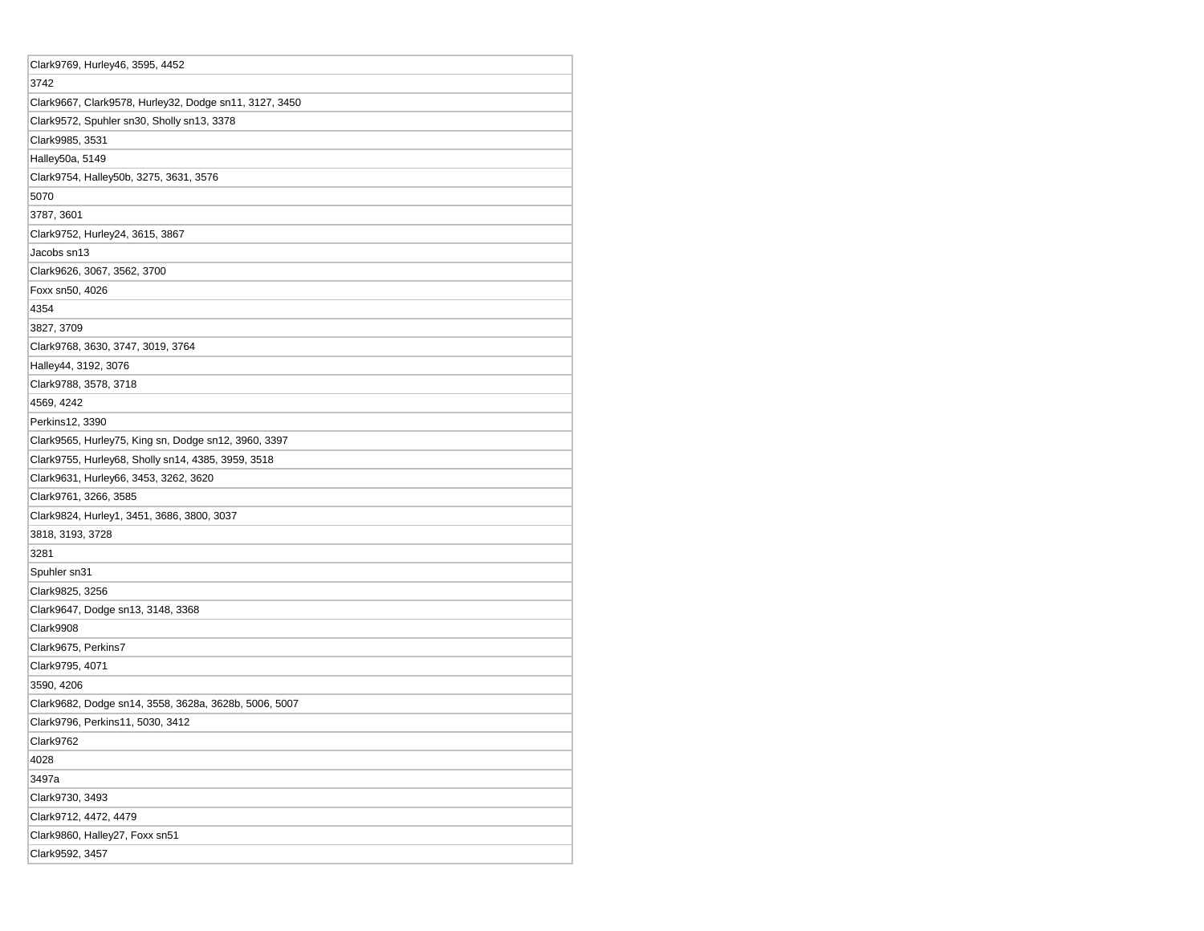| |
|---|
| Clark9769, Hurley46, 3595, 4452 |
| 3742 |
| Clark9667, Clark9578, Hurley32, Dodge sn11, 3127, 3450 |
| Clark9572, Spuhler sn30, Sholly sn13, 3378 |
| Clark9985, 3531 |
| Halley50a, 5149 |
| Clark9754, Halley50b, 3275, 3631, 3576 |
| 5070 |
| 3787, 3601 |
| Clark9752, Hurley24, 3615, 3867 |
| Jacobs sn13 |
| Clark9626, 3067, 3562, 3700 |
| Foxx sn50, 4026 |
| 4354 |
| 3827, 3709 |
| Clark9768, 3630, 3747, 3019, 3764 |
| Halley44, 3192, 3076 |
| Clark9788, 3578, 3718 |
| 4569, 4242 |
| Perkins12, 3390 |
| Clark9565, Hurley75, King sn, Dodge sn12, 3960, 3397 |
| Clark9755, Hurley68, Sholly sn14, 4385, 3959, 3518 |
| Clark9631, Hurley66, 3453, 3262, 3620 |
| Clark9761, 3266, 3585 |
| Clark9824, Hurley1, 3451, 3686, 3800, 3037 |
| 3818, 3193, 3728 |
| 3281 |
| Spuhler sn31 |
| Clark9825, 3256 |
| Clark9647, Dodge sn13, 3148, 3368 |
| Clark9908 |
| Clark9675, Perkins7 |
| Clark9795, 4071 |
| 3590, 4206 |
| Clark9682, Dodge sn14, 3558, 3628a, 3628b, 5006, 5007 |
| Clark9796, Perkins11, 5030, 3412 |
| Clark9762 |
| 4028 |
| 3497a |
| Clark9730, 3493 |
| Clark9712, 4472, 4479 |
| Clark9860, Halley27, Foxx sn51 |
| Clark9592, 3457 |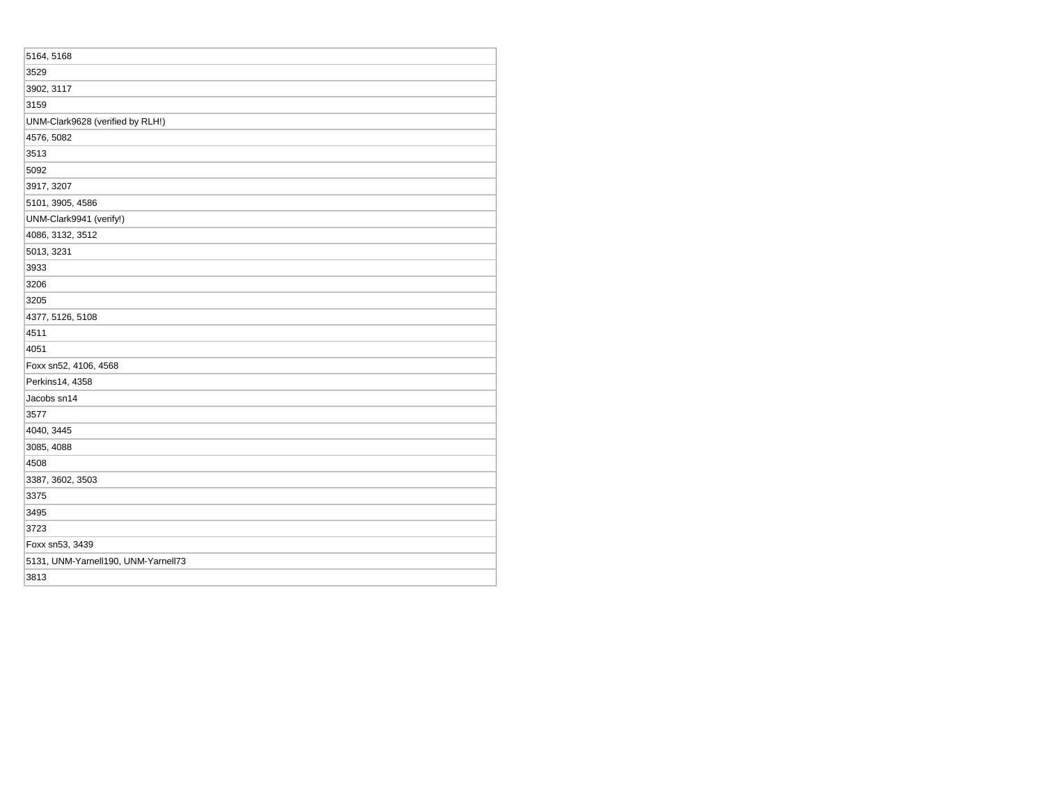| |
|---|
| 5164, 5168 |
| 3529 |
| 3902, 3117 |
| 3159 |
| UNM-Clark9628 (verified by RLH!) |
| 4576, 5082 |
| 3513 |
| 5092 |
| 3917, 3207 |
| 5101, 3905, 4586 |
| UNM-Clark9941 (verify!) |
| 4086, 3132, 3512 |
| 5013, 3231 |
| 3933 |
| 3206 |
| 3205 |
| 4377, 5126, 5108 |
| 4511 |
| 4051 |
| Foxx sn52, 4106, 4568 |
| Perkins14, 4358 |
| Jacobs sn14 |
| 3577 |
| 4040, 3445 |
| 3085, 4088 |
| 4508 |
| 3387, 3602, 3503 |
| 3375 |
| 3495 |
| 3723 |
| Foxx sn53, 3439 |
| 5131, UNM-Yarnell190, UNM-Yarnell73 |
| 3813 |